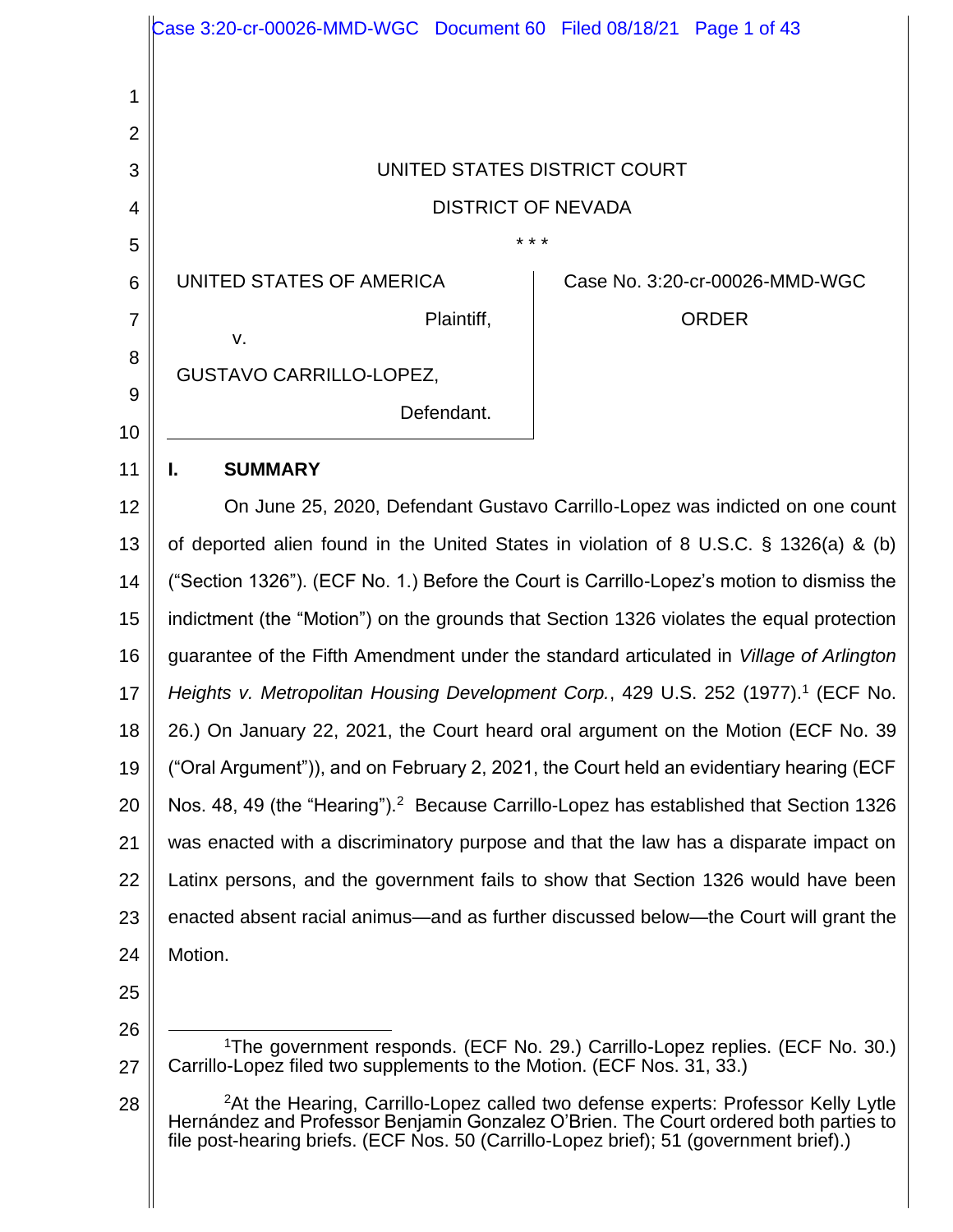UNITED STATES DISTRICT COURT

DISTRICT OF NEVADA

* * *

UNITED STATES OF AMERICA,

Plaintiff,

v.

GUSTAVO CARRILLO-LOPEZ,

Defendant.

Case No. 3:20-cr-00026-MMD-WGC

ORDER

## I. SUMMARY

On June 25, 2020, Defendant Gustavo Carrillo-Lopez was indicted on one count of deported alien found in the United States in violation of 8 U.S.C. § 1326(a) & (b) ("Section 1326"). (ECF No. 1.) Before the Court is Carrillo-Lopez's motion to dismiss the indictment (the "Motion") on the grounds that Section 1326 violates the equal protection guarantee of the Fifth Amendment under the standard articulated in *Village of Arlington Heights v. Metropolitan Housing Development Corp.*, 429 U.S. 252 (1977).[1] (ECF No. 26.) On January 22, 2021, the Court heard oral argument on the Motion (ECF No. 39 ("Oral Argument")), and on February 2, 2021, the Court held an evidentiary hearing (ECF Nos. 48, 49 (the "Hearing").[2] Because Carrillo-Lopez has established that Section 1326 was enacted with a discriminatory purpose and that the law has a disparate impact on Latinx persons, and the government fails to show that Section 1326 would have been enacted absent racial animus—and as further discussed below—the Court will grant the Motion.

---

[1]The government responds. (ECF No. 29.) Carrillo-Lopez replies. (ECF No. 30.) Carrillo-Lopez filed two supplements to the Motion. (ECF Nos. 31, 33.)

[2]At the Hearing, Carrillo-Lopez called two defense experts: Professor Kelly Lytle Hernández and Professor Benjamin Gonzalez O'Brien. The Court ordered both parties to file post-hearing briefs. (ECF Nos. 50 (Carrillo-Lopez brief); 51 (government brief).)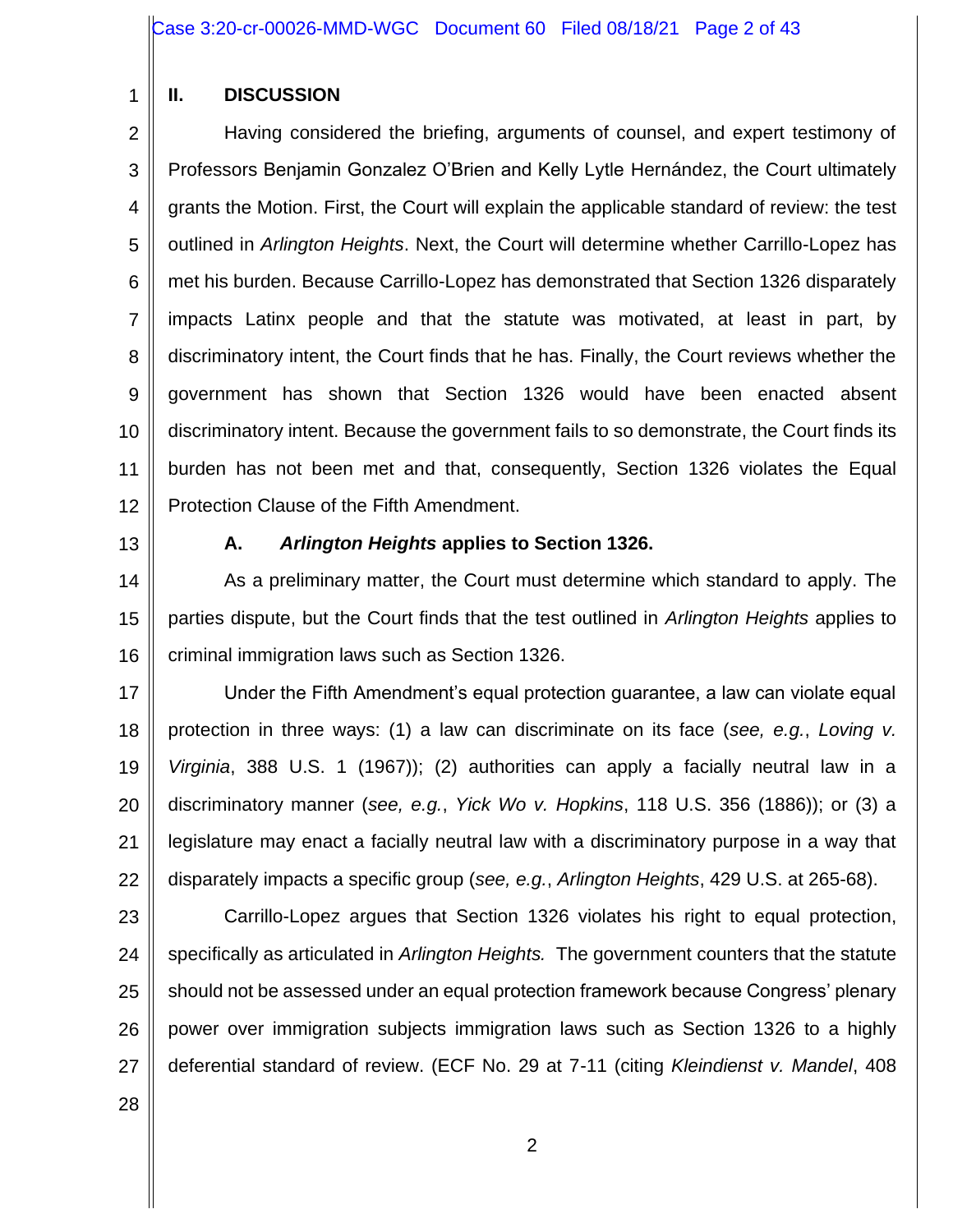## II. DISCUSSION

Having considered the briefing, arguments of counsel, and expert testimony of Professors Benjamin Gonzalez O'Brien and Kelly Lytle Hernández, the Court ultimately grants the Motion. First, the Court will explain the applicable standard of review: the test outlined in *Arlington Heights*. Next, the Court will determine whether Carrillo-Lopez has met his burden. Because Carrillo-Lopez has demonstrated that Section 1326 disparately impacts Latinx people and that the statute was motivated, at least in part, by discriminatory intent, the Court finds that he has. Finally, the Court reviews whether the government has shown that Section 1326 would have been enacted absent discriminatory intent. Because the government fails to so demonstrate, the Court finds its burden has not been met and that, consequently, Section 1326 violates the Equal Protection Clause of the Fifth Amendment.

### A. *Arlington Heights* applies to Section 1326.

As a preliminary matter, the Court must determine which standard to apply. The parties dispute, but the Court finds that the test outlined in *Arlington Heights* applies to criminal immigration laws such as Section 1326.

Under the Fifth Amendment's equal protection guarantee, a law can violate equal protection in three ways: (1) a law can discriminate on its face (*see, e.g.*, *Loving v. Virginia*, 388 U.S. 1 (1967)); (2) authorities can apply a facially neutral law in a discriminatory manner (*see, e.g.*, *Yick Wo v. Hopkins*, 118 U.S. 356 (1886)); or (3) a legislature may enact a facially neutral law with a discriminatory purpose in a way that disparately impacts a specific group (*see, e.g.*, *Arlington Heights*, 429 U.S. at 265-68).

Carrillo-Lopez argues that Section 1326 violates his right to equal protection, specifically as articulated in *Arlington Heights.* The government counters that the statute should not be assessed under an equal protection framework because Congress' plenary power over immigration subjects immigration laws such as Section 1326 to a highly deferential standard of review. (ECF No. 29 at 7-11 (citing *Kleindienst v. Mandel*, 408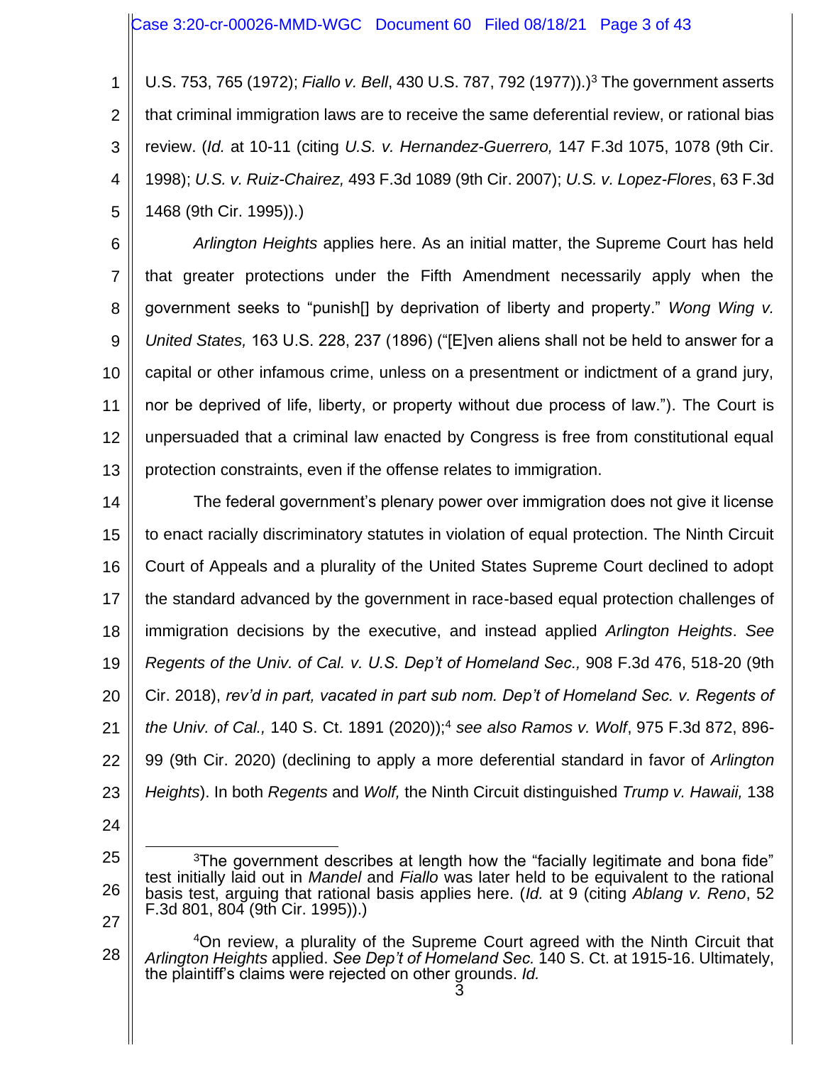U.S. 753, 765 (1972); *Fiallo v. Bell*, 430 U.S. 787, 792 (1977)).)[3] The government asserts that criminal immigration laws are to receive the same deferential review, or rational bias review. (*Id.* at 10-11 (citing *U.S. v. Hernandez-Guerrero,* 147 F.3d 1075, 1078 (9th Cir. 1998); *U.S. v. Ruiz-Chairez,* 493 F.3d 1089 (9th Cir. 2007); *U.S. v. Lopez-Flores*, 63 F.3d 1468 (9th Cir. 1995)).)

*Arlington Heights* applies here. As an initial matter, the Supreme Court has held that greater protections under the Fifth Amendment necessarily apply when the government seeks to "punish[] by deprivation of liberty and property." *Wong Wing v. United States,* 163 U.S. 228, 237 (1896) ("[E]ven aliens shall not be held to answer for a capital or other infamous crime, unless on a presentment or indictment of a grand jury, nor be deprived of life, liberty, or property without due process of law."). The Court is unpersuaded that a criminal law enacted by Congress is free from constitutional equal protection constraints, even if the offense relates to immigration.

The federal government's plenary power over immigration does not give it license to enact racially discriminatory statutes in violation of equal protection. The Ninth Circuit Court of Appeals and a plurality of the United States Supreme Court declined to adopt the standard advanced by the government in race-based equal protection challenges of immigration decisions by the executive, and instead applied *Arlington Heights*. *See Regents of the Univ. of Cal. v. U.S. Dep't of Homeland Sec.,* 908 F.3d 476, 518-20 (9th Cir. 2018), *rev'd in part, vacated in part sub nom. Dep't of Homeland Sec. v. Regents of the Univ. of Cal.,* 140 S. Ct. 1891 (2020));[4] *see also Ramos v. Wolf*, 975 F.3d 872, 896-99 (9th Cir. 2020) (declining to apply a more deferential standard in favor of *Arlington Heights*). In both *Regents* and *Wolf,* the Ninth Circuit distinguished *Trump v. Hawaii,* 138

---

[3]The government describes at length how the "facially legitimate and bona fide" test initially laid out in *Mandel* and *Fiallo* was later held to be equivalent to the rational basis test, arguing that rational basis applies here. (*Id.* at 9 (citing *Ablang v. Reno*, 52 F.3d 801, 804 (9th Cir. 1995)).)

[4]On review, a plurality of the Supreme Court agreed with the Ninth Circuit that *Arlington Heights* applied. *See Dep't of Homeland Sec.* 140 S. Ct. at 1915-16. Ultimately, the plaintiff's claims were rejected on other grounds. *Id.*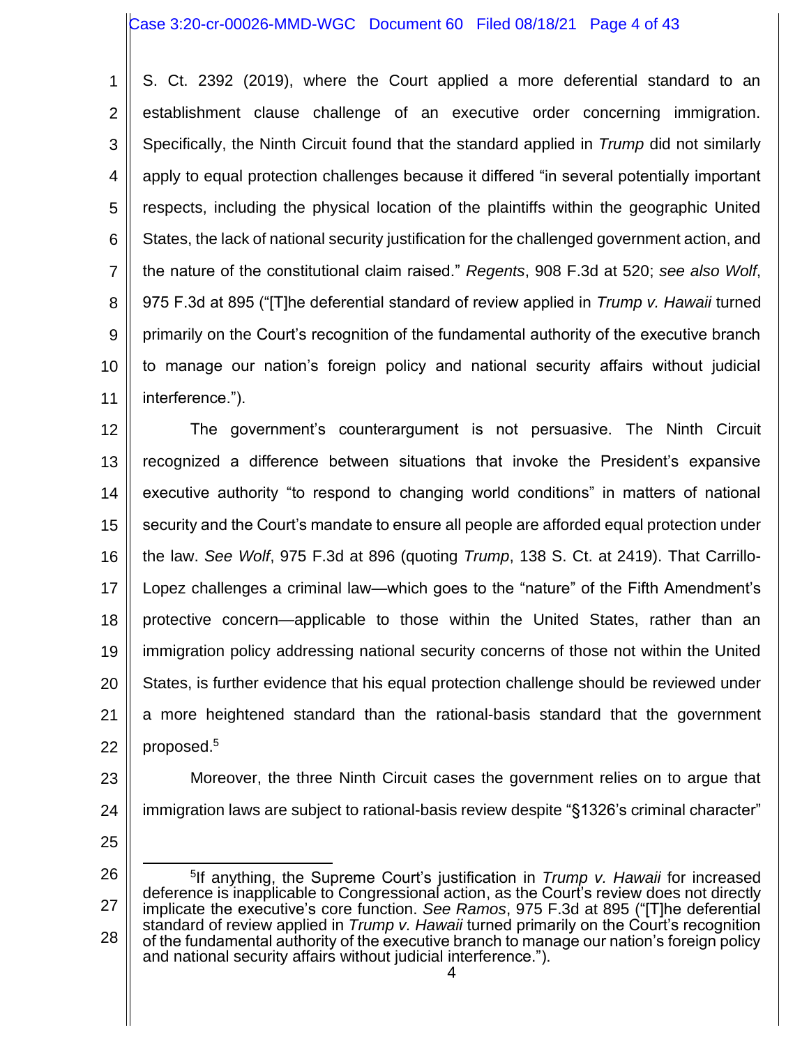S. Ct. 2392 (2019), where the Court applied a more deferential standard to an establishment clause challenge of an executive order concerning immigration. Specifically, the Ninth Circuit found that the standard applied in *Trump* did not similarly apply to equal protection challenges because it differed "in several potentially important respects, including the physical location of the plaintiffs within the geographic United States, the lack of national security justification for the challenged government action, and the nature of the constitutional claim raised." *Regents*, 908 F.3d at 520; *see also Wolf*, 975 F.3d at 895 ("[T]he deferential standard of review applied in *Trump v. Hawaii* turned primarily on the Court's recognition of the fundamental authority of the executive branch to manage our nation's foreign policy and national security affairs without judicial interference.").

The government's counterargument is not persuasive. The Ninth Circuit recognized a difference between situations that invoke the President's expansive executive authority "to respond to changing world conditions" in matters of national security and the Court's mandate to ensure all people are afforded equal protection under the law. *See Wolf*, 975 F.3d at 896 (quoting *Trump*, 138 S. Ct. at 2419). That Carrillo-Lopez challenges a criminal law—which goes to the "nature" of the Fifth Amendment's protective concern—applicable to those within the United States, rather than an immigration policy addressing national security concerns of those not within the United States, is further evidence that his equal protection challenge should be reviewed under a more heightened standard than the rational-basis standard that the government proposed.[5]

Moreover, the three Ninth Circuit cases the government relies on to argue that immigration laws are subject to rational-basis review despite "§1326's criminal character"

---

[5]If anything, the Supreme Court's justification in *Trump v. Hawaii* for increased deference is inapplicable to Congressional action, as the Court's review does not directly implicate the executive's core function. *See Ramos*, 975 F.3d at 895 ("[T]he deferential standard of review applied in *Trump v. Hawaii* turned primarily on the Court's recognition of the fundamental authority of the executive branch to manage our nation's foreign policy and national security affairs without judicial interference.").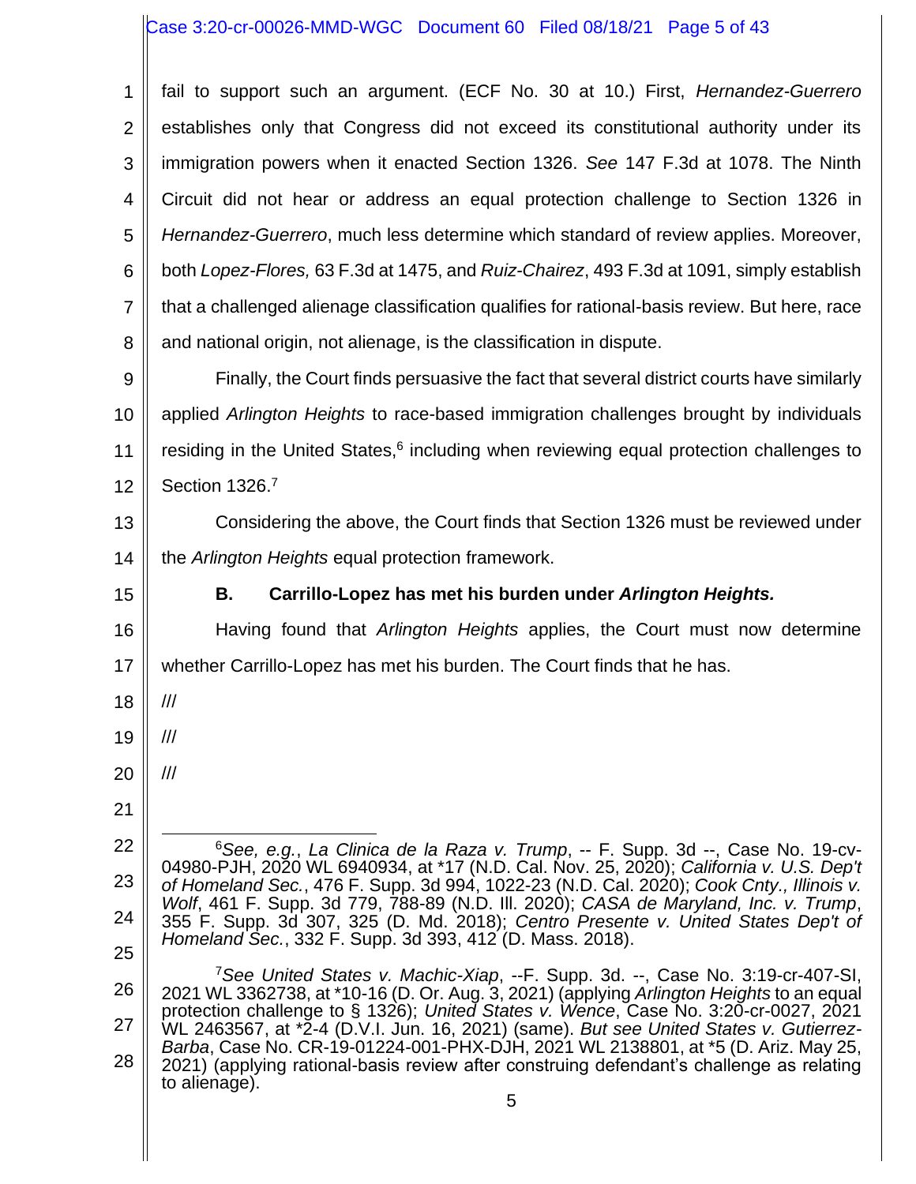fail to support such an argument. (ECF No. 30 at 10.) First, *Hernandez-Guerrero* establishes only that Congress did not exceed its constitutional authority under its immigration powers when it enacted Section 1326. *See* 147 F.3d at 1078. The Ninth Circuit did not hear or address an equal protection challenge to Section 1326 in *Hernandez-Guerrero*, much less determine which standard of review applies. Moreover, both *Lopez-Flores,* 63 F.3d at 1475, and *Ruiz-Chairez*, 493 F.3d at 1091, simply establish that a challenged alienage classification qualifies for rational-basis review. But here, race and national origin, not alienage, is the classification in dispute.

Finally, the Court finds persuasive the fact that several district courts have similarly applied *Arlington Heights* to race-based immigration challenges brought by individuals residing in the United States,[6] including when reviewing equal protection challenges to Section 1326.[7]

Considering the above, the Court finds that Section 1326 must be reviewed under the *Arlington Heights* equal protection framework.

### B. Carrillo-Lopez has met his burden under *Arlington Heights.*

Having found that *Arlington Heights* applies, the Court must now determine whether Carrillo-Lopez has met his burden. The Court finds that he has.

///

///

///

---

[6]*See, e.g.*, *La Clinica de la Raza v. Trump*, -- F. Supp. 3d --, Case No. 19-cv-04980-PJH, 2020 WL 6940934, at *17 (N.D. Cal. Nov. 25, 2020); *California v. U.S. Dep't of Homeland Sec.*, 476 F. Supp. 3d 994, 1022-23 (N.D. Cal. 2020); *Cook Cnty., Illinois v. Wolf*, 461 F. Supp. 3d 779, 788-89 (N.D. Ill. 2020); *CASA de Maryland, Inc. v. Trump*, 355 F. Supp. 3d 307, 325 (D. Md. 2018); *Centro Presente v. United States Dep't of Homeland Sec.*, 332 F. Supp. 3d 393, 412 (D. Mass. 2018).

[7]*See United States v. Machic-Xiap*, --F. Supp. 3d. --, Case No. 3:19-cr-407-SI, 2021 WL 3362738, at *10-16 (D. Or. Aug. 3, 2021) (applying *Arlington Heights* to an equal protection challenge to § 1326); *United States v. Wence*, Case No. 3:20-cr-0027, 2021 WL 2463567, at *2-4 (D.V.I. Jun. 16, 2021) (same). *But see United States v. Gutierrez-Barba*, Case No. CR-19-01224-001-PHX-DJH, 2021 WL 2138801, at *5 (D. Ariz. May 25, 2021) (applying rational-basis review after construing defendant's challenge as relating to alienage).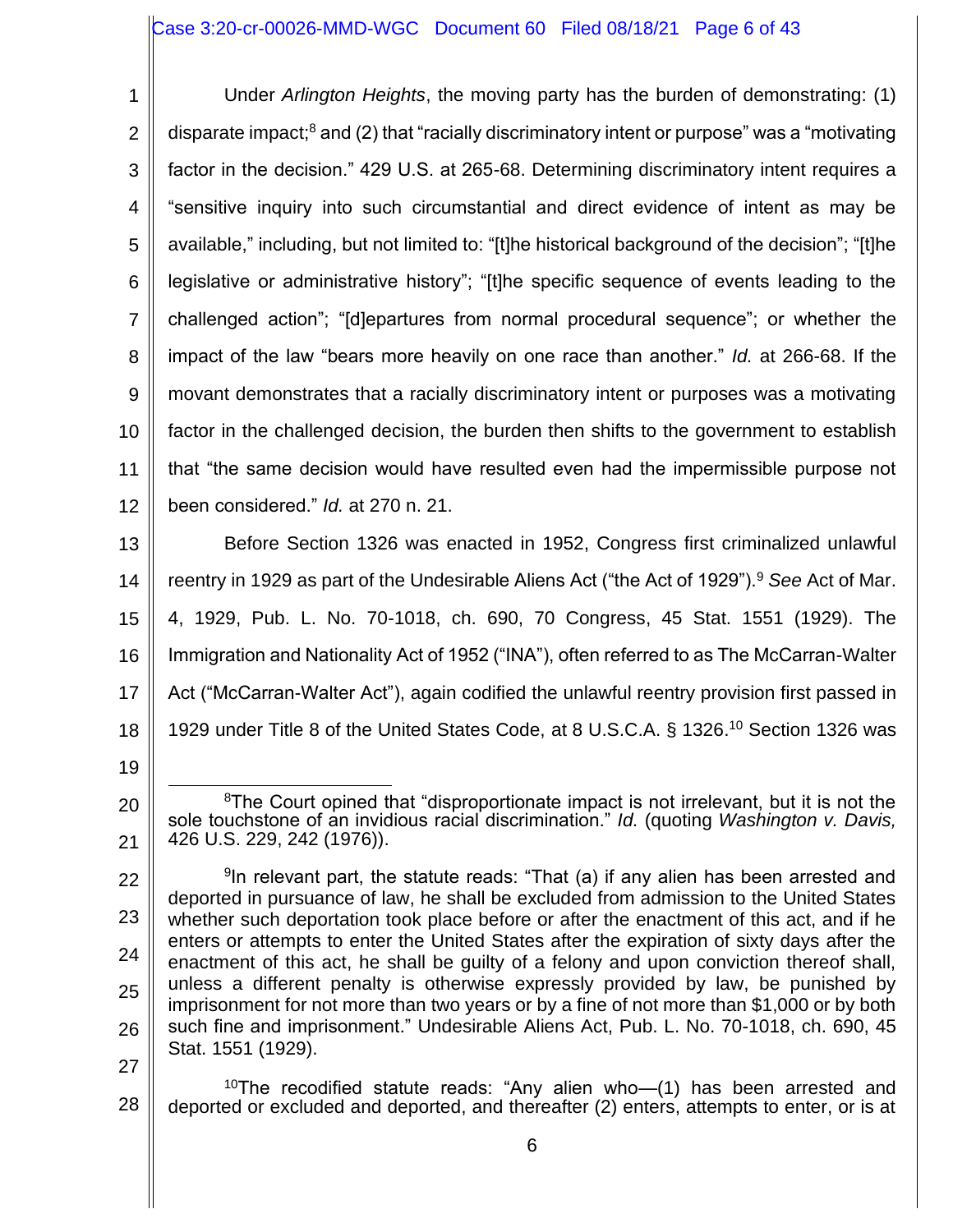Under *Arlington Heights*, the moving party has the burden of demonstrating: (1) disparate impact;[8] and (2) that "racially discriminatory intent or purpose" was a "motivating factor in the decision." 429 U.S. at 265-68. Determining discriminatory intent requires a "sensitive inquiry into such circumstantial and direct evidence of intent as may be available," including, but not limited to: "[t]he historical background of the decision"; "[t]he legislative or administrative history"; "[t]he specific sequence of events leading to the challenged action"; "[d]epartures from normal procedural sequence"; or whether the impact of the law "bears more heavily on one race than another." *Id.* at 266-68. If the movant demonstrates that a racially discriminatory intent or purposes was a motivating factor in the challenged decision, the burden then shifts to the government to establish that "the same decision would have resulted even had the impermissible purpose not been considered." *Id.* at 270 n. 21.

Before Section 1326 was enacted in 1952, Congress first criminalized unlawful reentry in 1929 as part of the Undesirable Aliens Act ("the Act of 1929").[9] *See* Act of Mar. 4, 1929, Pub. L. No. 70-1018, ch. 690, 70 Congress, 45 Stat. 1551 (1929). The Immigration and Nationality Act of 1952 ("INA"), often referred to as The McCarran-Walter Act ("McCarran-Walter Act"), again codified the unlawful reentry provision first passed in 1929 under Title 8 of the United States Code, at 8 U.S.C.A. § 1326.[10] Section 1326 was

---

[8] The Court opined that "disproportionate impact is not irrelevant, but it is not the sole touchstone of an invidious racial discrimination." *Id.* (quoting *Washington v. Davis,* 426 U.S. 229, 242 (1976)).

[9] In relevant part, the statute reads: "That (a) if any alien has been arrested and deported in pursuance of law, he shall be excluded from admission to the United States whether such deportation took place before or after the enactment of this act, and if he enters or attempts to enter the United States after the expiration of sixty days after the enactment of this act, he shall be guilty of a felony and upon conviction thereof shall, unless a different penalty is otherwise expressly provided by law, be punished by imprisonment for not more than two years or by a fine of not more than $1,000 or by both such fine and imprisonment." Undesirable Aliens Act, Pub. L. No. 70-1018, ch. 690, 45 Stat. 1551 (1929).

[10] The recodified statute reads: "Any alien who—(1) has been arrested and deported or excluded and deported, and thereafter (2) enters, attempts to enter, or is at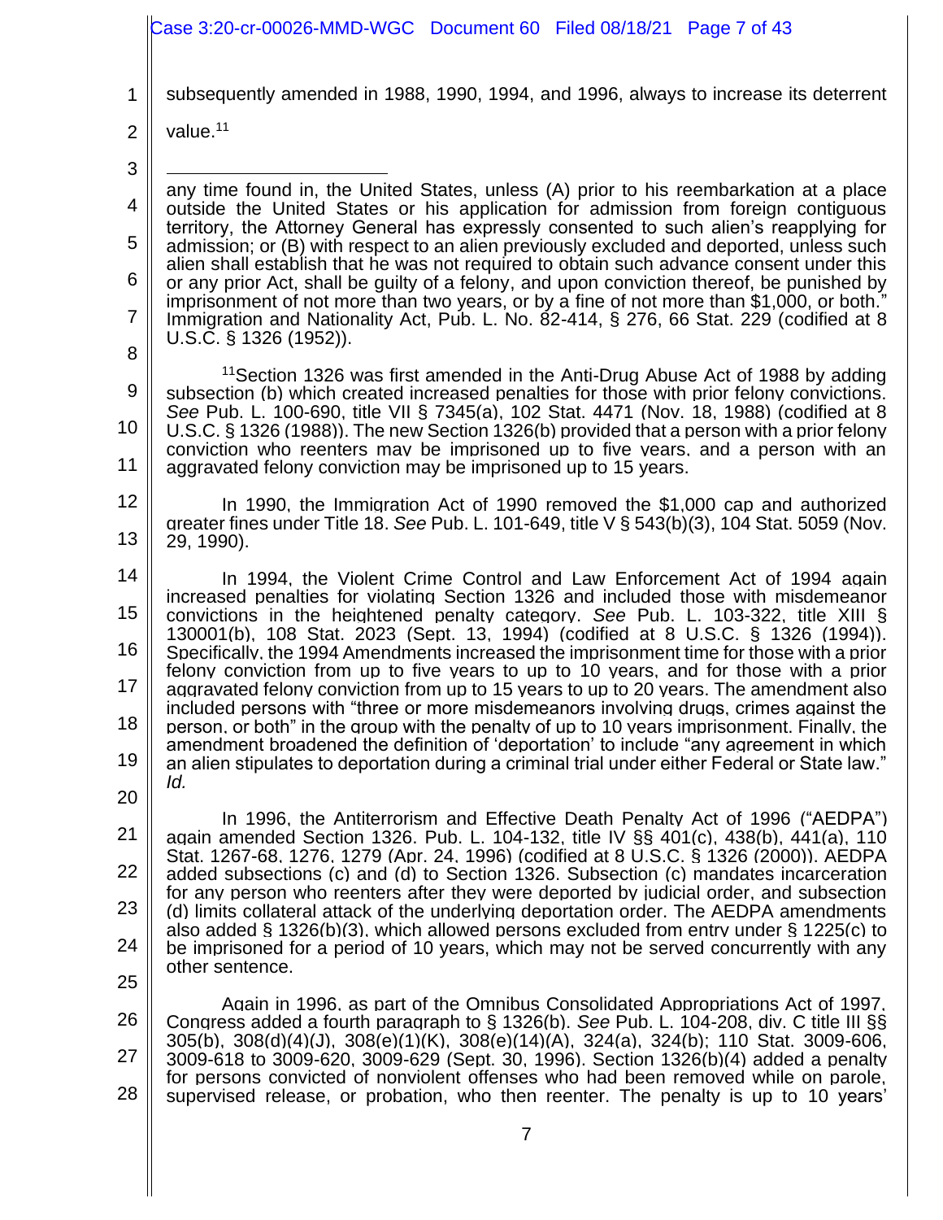subsequently amended in 1988, 1990, 1994, and 1996, always to increase its deterrent value.[11]

---

any time found in, the United States, unless (A) prior to his reembarkation at a place outside the United States or his application for admission from foreign contiguous territory, the Attorney General has expressly consented to such alien's reapplying for admission; or (B) with respect to an alien previously excluded and deported, unless such alien shall establish that he was not required to obtain such advance consent under this or any prior Act, shall be guilty of a felony, and upon conviction thereof, be punished by imprisonment of not more than two years, or by a fine of not more than $1,000, or both." Immigration and Nationality Act, Pub. L. No. 82-414, § 276, 66 Stat. 229 (codified at 8 U.S.C. § 1326 (1952)).

[11] Section 1326 was first amended in the Anti-Drug Abuse Act of 1988 by adding subsection (b) which created increased penalties for those with prior felony convictions. *See* Pub. L. 100-690, title VII § 7345(a), 102 Stat. 4471 (Nov. 18, 1988) (codified at 8 U.S.C. § 1326 (1988)). The new Section 1326(b) provided that a person with a prior felony conviction who reenters may be imprisoned up to five years, and a person with an aggravated felony conviction may be imprisoned up to 15 years.

In 1990, the Immigration Act of 1990 removed the $1,000 cap and authorized greater fines under Title 18. *See* Pub. L. 101-649, title V § 543(b)(3), 104 Stat. 5059 (Nov. 29, 1990).

In 1994, the Violent Crime Control and Law Enforcement Act of 1994 again increased penalties for violating Section 1326 and included those with misdemeanor convictions in the heightened penalty category. *See* Pub. L. 103-322, title XIII § 130001(b), 108 Stat. 2023 (Sept. 13, 1994) (codified at 8 U.S.C. § 1326 (1994)). Specifically, the 1994 Amendments increased the imprisonment time for those with a prior felony conviction from up to five years to up to 10 years, and for those with a prior aggravated felony conviction from up to 15 years to up to 20 years. The amendment also included persons with "three or more misdemeanors involving drugs, crimes against the person, or both" in the group with the penalty of up to 10 years imprisonment. Finally, the amendment broadened the definition of 'deportation' to include "any agreement in which an alien stipulates to deportation during a criminal trial under either Federal or State law." *Id.*

In 1996, the Antiterrorism and Effective Death Penalty Act of 1996 ("AEDPA") again amended Section 1326. Pub. L. 104-132, title IV §§ 401(c), 438(b), 441(a), 110 Stat. 1267-68, 1276, 1279 (Apr. 24, 1996) (codified at 8 U.S.C. § 1326 (2000)). AEDPA added subsections (c) and (d) to Section 1326. Subsection (c) mandates incarceration for any person who reenters after they were deported by judicial order, and subsection (d) limits collateral attack of the underlying deportation order. The AEDPA amendments also added § 1326(b)(3), which allowed persons excluded from entry under § 1225(c) to be imprisoned for a period of 10 years, which may not be served concurrently with any other sentence.

Again in 1996, as part of the Omnibus Consolidated Appropriations Act of 1997, Congress added a fourth paragraph to § 1326(b). *See* Pub. L. 104-208, div. C title III §§ 305(b), 308(d)(4)(J), 308(e)(1)(K), 308(e)(14)(A), 324(a), 324(b); 110 Stat. 3009-606, 3009-618 to 3009-620, 3009-629 (Sept. 30, 1996). Section 1326(b)(4) added a penalty for persons convicted of nonviolent offenses who had been removed while on parole, supervised release, or probation, who then reenter. The penalty is up to 10 years'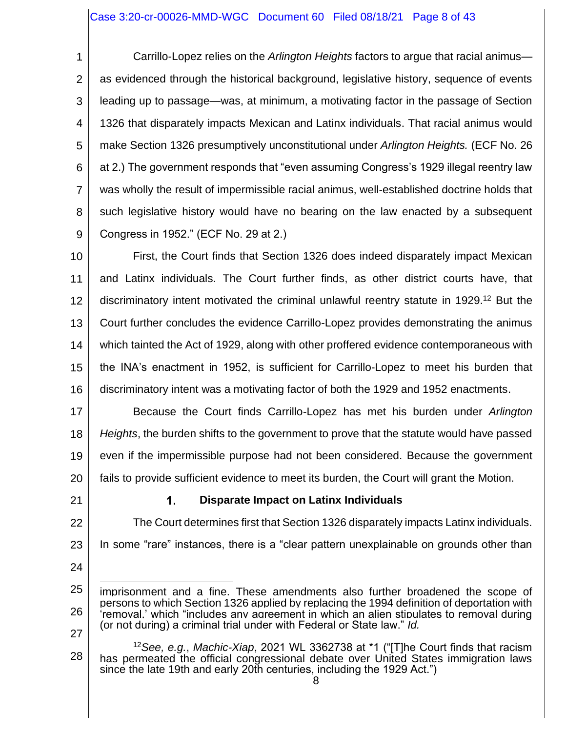Carrillo-Lopez relies on the *Arlington Heights* factors to argue that racial animus—as evidenced through the historical background, legislative history, sequence of events leading up to passage—was, at minimum, a motivating factor in the passage of Section 1326 that disparately impacts Mexican and Latinx individuals. That racial animus would make Section 1326 presumptively unconstitutional under *Arlington Heights.* (ECF No. 26 at 2.) The government responds that "even assuming Congress's 1929 illegal reentry law was wholly the result of impermissible racial animus, well-established doctrine holds that such legislative history would have no bearing on the law enacted by a subsequent Congress in 1952." (ECF No. 29 at 2.)

First, the Court finds that Section 1326 does indeed disparately impact Mexican and Latinx individuals. The Court further finds, as other district courts have, that discriminatory intent motivated the criminal unlawful reentry statute in 1929.[12] But the Court further concludes the evidence Carrillo-Lopez provides demonstrating the animus which tainted the Act of 1929, along with other proffered evidence contemporaneous with the INA's enactment in 1952, is sufficient for Carrillo-Lopez to meet his burden that discriminatory intent was a motivating factor of both the 1929 and 1952 enactments.

Because the Court finds Carrillo-Lopez has met his burden under *Arlington Heights*, the burden shifts to the government to prove that the statute would have passed even if the impermissible purpose had not been considered. Because the government fails to provide sufficient evidence to meet its burden, the Court will grant the Motion.

### 1. Disparate Impact on Latinx Individuals

The Court determines first that Section 1326 disparately impacts Latinx individuals. In some "rare" instances, there is a "clear pattern unexplainable on grounds other than

---

imprisonment and a fine. These amendments also further broadened the scope of persons to which Section 1326 applied by replacing the 1994 definition of deportation with 'removal,' which "includes any agreement in which an alien stipulates to removal during (or not during) a criminal trial under with Federal or State law." *Id.*

[12] *See, e.g.*, *Machic-Xiap*, 2021 WL 3362738 at *1 ("[T]he Court finds that racism has permeated the official congressional debate over United States immigration laws since the late 19th and early 20th centuries, including the 1929 Act.")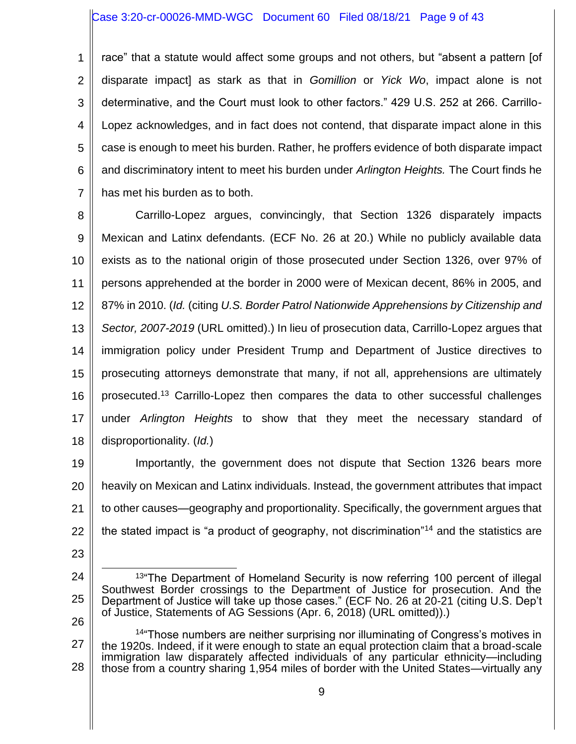race" that a statute would affect some groups and not others, but "absent a pattern [of disparate impact] as stark as that in *Gomillion* or *Yick Wo*, impact alone is not determinative, and the Court must look to other factors." 429 U.S. 252 at 266. Carrillo-Lopez acknowledges, and in fact does not contend, that disparate impact alone in this case is enough to meet his burden. Rather, he proffers evidence of both disparate impact and discriminatory intent to meet his burden under *Arlington Heights.* The Court finds he has met his burden as to both.

Carrillo-Lopez argues, convincingly, that Section 1326 disparately impacts Mexican and Latinx defendants. (ECF No. 26 at 20.) While no publicly available data exists as to the national origin of those prosecuted under Section 1326, over 97% of persons apprehended at the border in 2000 were of Mexican decent, 86% in 2005, and 87% in 2010. (*Id.* (citing *U.S. Border Patrol Nationwide Apprehensions by Citizenship and Sector, 2007-2019* (URL omitted).) In lieu of prosecution data, Carrillo-Lopez argues that immigration policy under President Trump and Department of Justice directives to prosecuting attorneys demonstrate that many, if not all, apprehensions are ultimately prosecuted.[13] Carrillo-Lopez then compares the data to other successful challenges under *Arlington Heights* to show that they meet the necessary standard of disproportionality. (*Id.*)

Importantly, the government does not dispute that Section 1326 bears more heavily on Mexican and Latinx individuals. Instead, the government attributes that impact to other causes—geography and proportionality. Specifically, the government argues that the stated impact is "a product of geography, not discrimination"[14] and the statistics are

---

[13]"The Department of Homeland Security is now referring 100 percent of illegal Southwest Border crossings to the Department of Justice for prosecution. And the Department of Justice will take up those cases." (ECF No. 26 at 20-21 (citing U.S. Dep't of Justice, Statements of AG Sessions (Apr. 6, 2018) (URL omitted)).)

[14]"Those numbers are neither surprising nor illuminating of Congress's motives in the 1920s. Indeed, if it were enough to state an equal protection claim that a broad-scale immigration law disparately affected individuals of any particular ethnicity—including those from a country sharing 1,954 miles of border with the United States—virtually any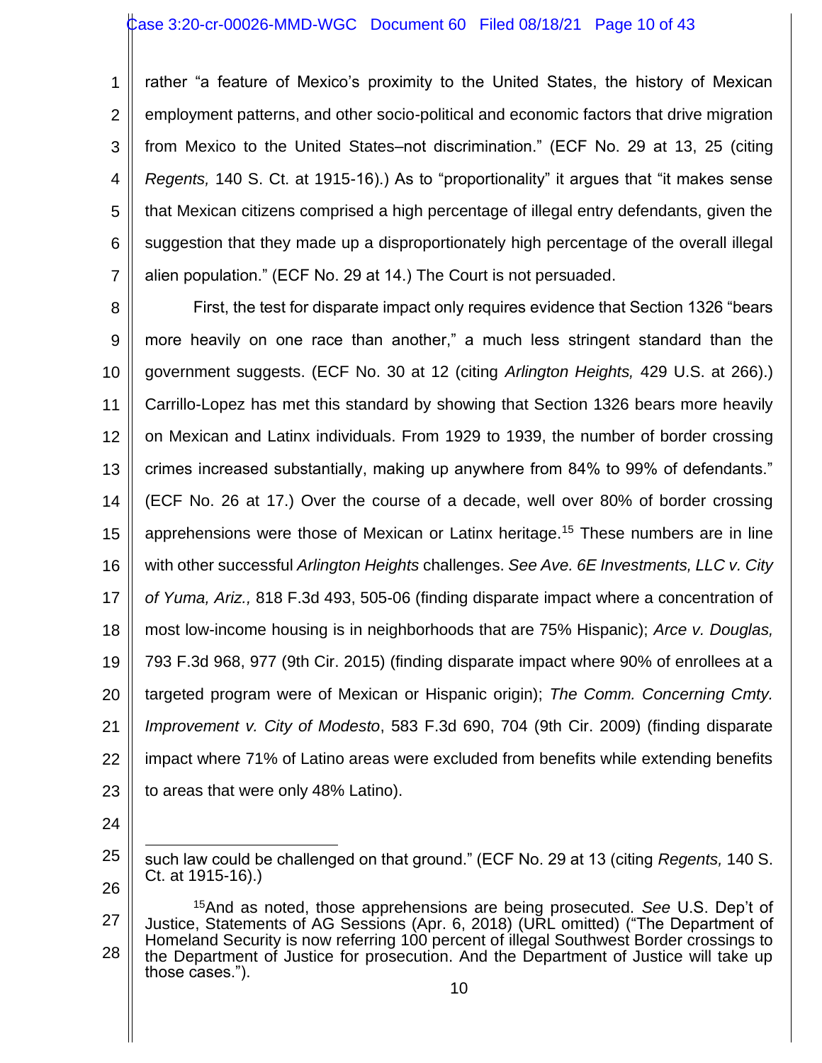rather "a feature of Mexico's proximity to the United States, the history of Mexican employment patterns, and other socio-political and economic factors that drive migration from Mexico to the United States–not discrimination." (ECF No. 29 at 13, 25 (citing *Regents,* 140 S. Ct. at 1915-16).) As to "proportionality" it argues that "it makes sense that Mexican citizens comprised a high percentage of illegal entry defendants, given the suggestion that they made up a disproportionately high percentage of the overall illegal alien population." (ECF No. 29 at 14.) The Court is not persuaded.

First, the test for disparate impact only requires evidence that Section 1326 "bears more heavily on one race than another," a much less stringent standard than the government suggests. (ECF No. 30 at 12 (citing *Arlington Heights,* 429 U.S. at 266).) Carrillo-Lopez has met this standard by showing that Section 1326 bears more heavily on Mexican and Latinx individuals. From 1929 to 1939, the number of border crossing crimes increased substantially, making up anywhere from 84% to 99% of defendants." (ECF No. 26 at 17.) Over the course of a decade, well over 80% of border crossing apprehensions were those of Mexican or Latinx heritage.[15] These numbers are in line with other successful *Arlington Heights* challenges. *See Ave. 6E Investments, LLC v. City of Yuma, Ariz.,* 818 F.3d 493, 505-06 (finding disparate impact where a concentration of most low-income housing is in neighborhoods that are 75% Hispanic); *Arce v. Douglas,* 793 F.3d 968, 977 (9th Cir. 2015) (finding disparate impact where 90% of enrollees at a targeted program were of Mexican or Hispanic origin); *The Comm. Concerning Cmty. Improvement v. City of Modesto*, 583 F.3d 690, 704 (9th Cir. 2009) (finding disparate impact where 71% of Latino areas were excluded from benefits while extending benefits to areas that were only 48% Latino).

---

such law could be challenged on that ground." (ECF No. 29 at 13 (citing *Regents,* 140 S. Ct. at 1915-16).)

[15]And as noted, those apprehensions are being prosecuted. *See* U.S. Dep't of Justice, Statements of AG Sessions (Apr. 6, 2018) (URL omitted) ("The Department of Homeland Security is now referring 100 percent of illegal Southwest Border crossings to the Department of Justice for prosecution. And the Department of Justice will take up those cases.").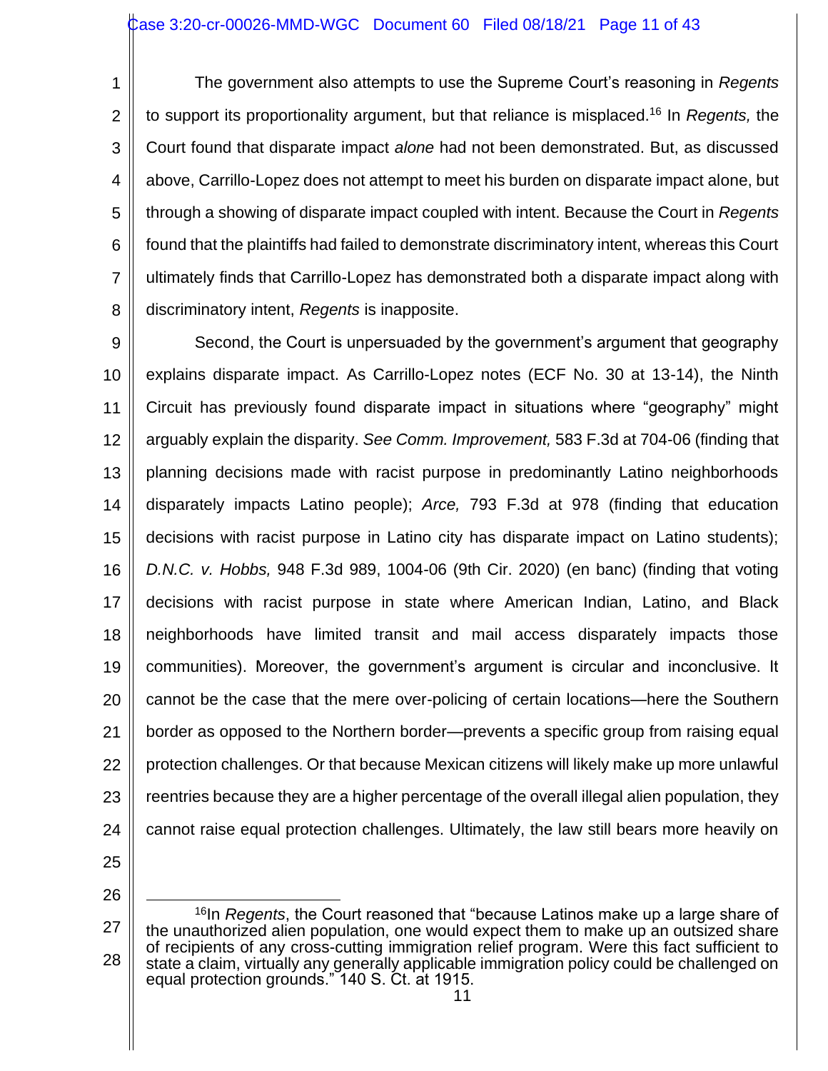The government also attempts to use the Supreme Court's reasoning in *Regents* to support its proportionality argument, but that reliance is misplaced.[16] In *Regents,* the Court found that disparate impact *alone* had not been demonstrated. But, as discussed above, Carrillo-Lopez does not attempt to meet his burden on disparate impact alone, but through a showing of disparate impact coupled with intent. Because the Court in *Regents* found that the plaintiffs had failed to demonstrate discriminatory intent, whereas this Court ultimately finds that Carrillo-Lopez has demonstrated both a disparate impact along with discriminatory intent, *Regents* is inapposite.

Second, the Court is unpersuaded by the government's argument that geography explains disparate impact. As Carrillo-Lopez notes (ECF No. 30 at 13-14), the Ninth Circuit has previously found disparate impact in situations where "geography" might arguably explain the disparity. *See Comm. Improvement,* 583 F.3d at 704-06 (finding that planning decisions made with racist purpose in predominantly Latino neighborhoods disparately impacts Latino people); *Arce,* 793 F.3d at 978 (finding that education decisions with racist purpose in Latino city has disparate impact on Latino students); *D.N.C. v. Hobbs,* 948 F.3d 989, 1004-06 (9th Cir. 2020) (en banc) (finding that voting decisions with racist purpose in state where American Indian, Latino, and Black neighborhoods have limited transit and mail access disparately impacts those communities). Moreover, the government's argument is circular and inconclusive. It cannot be the case that the mere over-policing of certain locations—here the Southern border as opposed to the Northern border—prevents a specific group from raising equal protection challenges. Or that because Mexican citizens will likely make up more unlawful reentries because they are a higher percentage of the overall illegal alien population, they cannot raise equal protection challenges. Ultimately, the law still bears more heavily on

[16] In *Regents*, the Court reasoned that "because Latinos make up a large share of the unauthorized alien population, one would expect them to make up an outsized share of recipients of any cross-cutting immigration relief program. Were this fact sufficient to state a claim, virtually any generally applicable immigration policy could be challenged on equal protection grounds." 140 S. Ct. at 1915.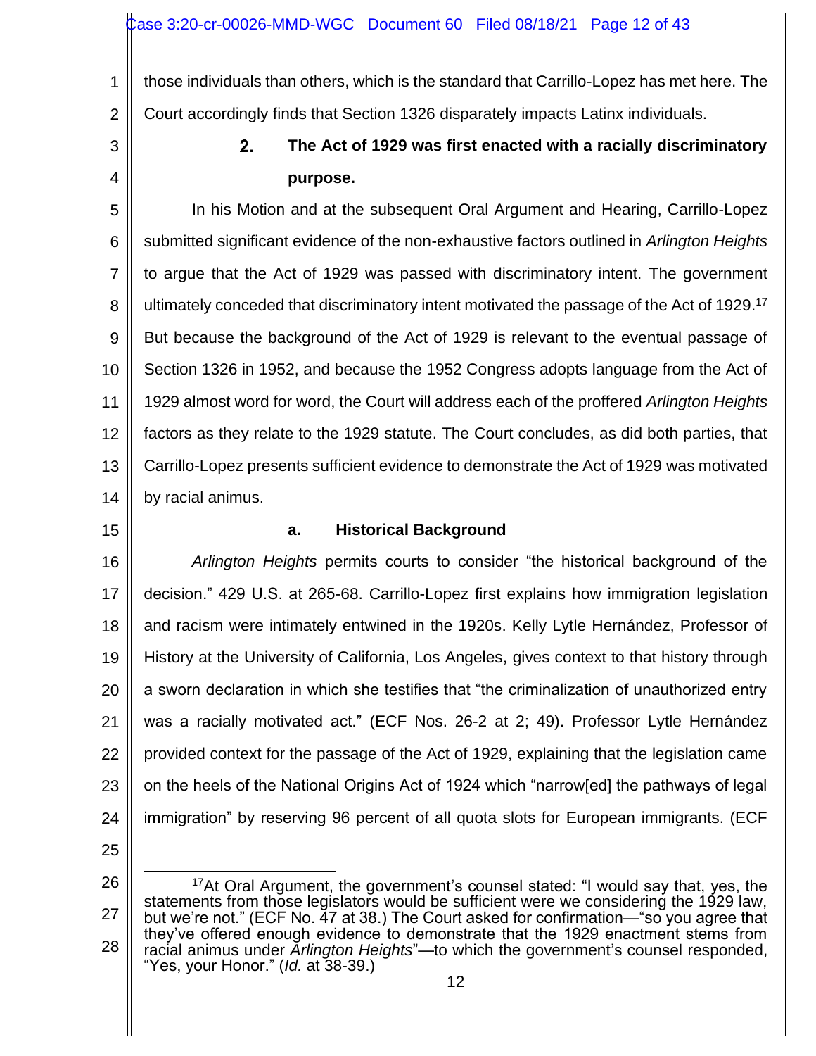those individuals than others, which is the standard that Carrillo-Lopez has met here. The Court accordingly finds that Section 1326 disparately impacts Latinx individuals.

### 2. The Act of 1929 was first enacted with a racially discriminatory purpose.

In his Motion and at the subsequent Oral Argument and Hearing, Carrillo-Lopez submitted significant evidence of the non-exhaustive factors outlined in *Arlington Heights* to argue that the Act of 1929 was passed with discriminatory intent. The government ultimately conceded that discriminatory intent motivated the passage of the Act of 1929.[17] But because the background of the Act of 1929 is relevant to the eventual passage of Section 1326 in 1952, and because the 1952 Congress adopts language from the Act of 1929 almost word for word, the Court will address each of the proffered *Arlington Heights* factors as they relate to the 1929 statute. The Court concludes, as did both parties, that Carrillo-Lopez presents sufficient evidence to demonstrate the Act of 1929 was motivated by racial animus.

#### a. Historical Background

*Arlington Heights* permits courts to consider "the historical background of the decision." 429 U.S. at 265-68. Carrillo-Lopez first explains how immigration legislation and racism were intimately entwined in the 1920s. Kelly Lytle Hernández, Professor of History at the University of California, Los Angeles, gives context to that history through a sworn declaration in which she testifies that "the criminalization of unauthorized entry was a racially motivated act." (ECF Nos. 26-2 at 2; 49). Professor Lytle Hernández provided context for the passage of the Act of 1929, explaining that the legislation came on the heels of the National Origins Act of 1924 which "narrow[ed] the pathways of legal immigration" by reserving 96 percent of all quota slots for European immigrants. (ECF

---

[17] At Oral Argument, the government's counsel stated: "I would say that, yes, the statements from those legislators would be sufficient were we considering the 1929 law, but we're not." (ECF No. 47 at 38.) The Court asked for confirmation—"so you agree that they've offered enough evidence to demonstrate that the 1929 enactment stems from racial animus under *Arlington Heights*"—to which the government's counsel responded, "Yes, your Honor." (*Id.* at 38-39.)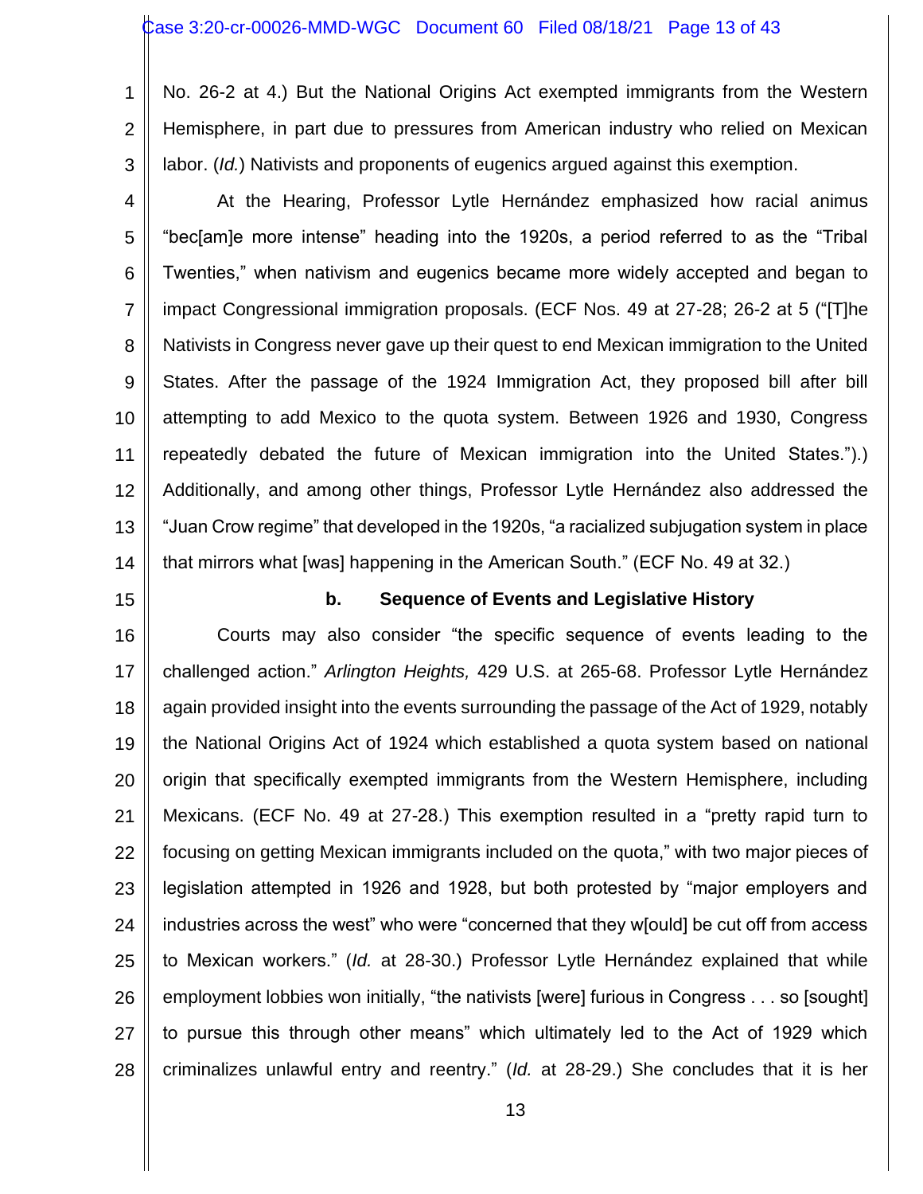No. 26-2 at 4.) But the National Origins Act exempted immigrants from the Western Hemisphere, in part due to pressures from American industry who relied on Mexican labor. (*Id.*) Nativists and proponents of eugenics argued against this exemption.

At the Hearing, Professor Lytle Hernández emphasized how racial animus "bec[am]e more intense" heading into the 1920s, a period referred to as the "Tribal Twenties," when nativism and eugenics became more widely accepted and began to impact Congressional immigration proposals. (ECF Nos. 49 at 27-28; 26-2 at 5 ("[T]he Nativists in Congress never gave up their quest to end Mexican immigration to the United States. After the passage of the 1924 Immigration Act, they proposed bill after bill attempting to add Mexico to the quota system. Between 1926 and 1930, Congress repeatedly debated the future of Mexican immigration into the United States.").) Additionally, and among other things, Professor Lytle Hernández also addressed the "Juan Crow regime" that developed in the 1920s, "a racialized subjugation system in place that mirrors what [was] happening in the American South." (ECF No. 49 at 32.)

**b. Sequence of Events and Legislative History**

Courts may also consider "the specific sequence of events leading to the challenged action." *Arlington Heights,* 429 U.S. at 265-68. Professor Lytle Hernández again provided insight into the events surrounding the passage of the Act of 1929, notably the National Origins Act of 1924 which established a quota system based on national origin that specifically exempted immigrants from the Western Hemisphere, including Mexicans. (ECF No. 49 at 27-28.) This exemption resulted in a "pretty rapid turn to focusing on getting Mexican immigrants included on the quota," with two major pieces of legislation attempted in 1926 and 1928, but both protested by "major employers and industries across the west" who were "concerned that they w[ould] be cut off from access to Mexican workers." (*Id.* at 28-30.) Professor Lytle Hernández explained that while employment lobbies won initially, "the nativists [were] furious in Congress . . . so [sought] to pursue this through other means" which ultimately led to the Act of 1929 which criminalizes unlawful entry and reentry." (*Id.* at 28-29.) She concludes that it is her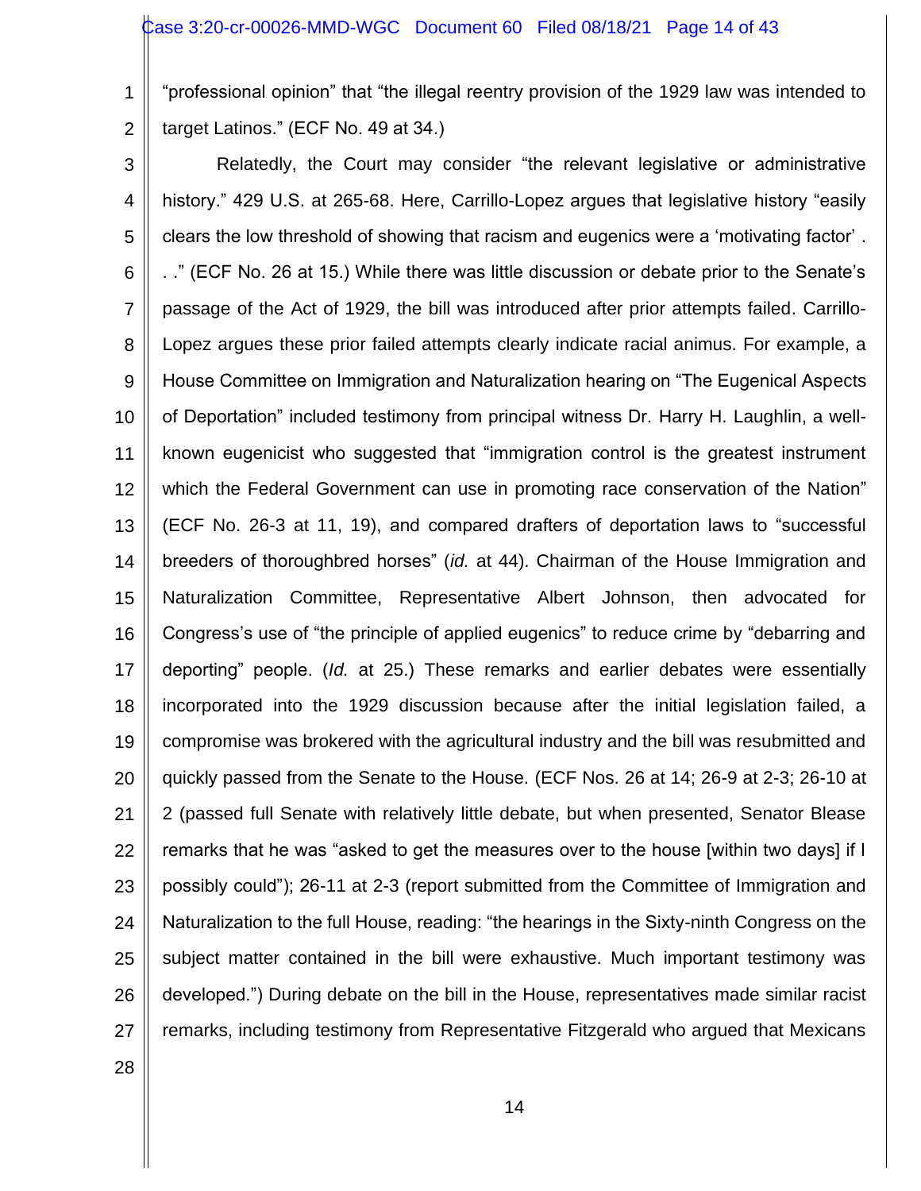"professional opinion" that "the illegal reentry provision of the 1929 law was intended to target Latinos." (ECF No. 49 at 34.)

Relatedly, the Court may consider "the relevant legislative or administrative history." 429 U.S. at 265-68. Here, Carrillo-Lopez argues that legislative history "easily clears the low threshold of showing that racism and eugenics were a 'motivating factor' . . ." (ECF No. 26 at 15.) While there was little discussion or debate prior to the Senate's passage of the Act of 1929, the bill was introduced after prior attempts failed. Carrillo-Lopez argues these prior failed attempts clearly indicate racial animus. For example, a House Committee on Immigration and Naturalization hearing on "The Eugenical Aspects of Deportation" included testimony from principal witness Dr. Harry H. Laughlin, a well-known eugenicist who suggested that "immigration control is the greatest instrument which the Federal Government can use in promoting race conservation of the Nation" (ECF No. 26-3 at 11, 19), and compared drafters of deportation laws to "successful breeders of thoroughbred horses" (*id.* at 44). Chairman of the House Immigration and Naturalization Committee, Representative Albert Johnson, then advocated for Congress's use of "the principle of applied eugenics" to reduce crime by "debarring and deporting" people. (*Id.* at 25.) These remarks and earlier debates were essentially incorporated into the 1929 discussion because after the initial legislation failed, a compromise was brokered with the agricultural industry and the bill was resubmitted and quickly passed from the Senate to the House. (ECF Nos. 26 at 14; 26-9 at 2-3; 26-10 at 2 (passed full Senate with relatively little debate, but when presented, Senator Blease remarks that he was "asked to get the measures over to the house [within two days] if I possibly could"); 26-11 at 2-3 (report submitted from the Committee of Immigration and Naturalization to the full House, reading: "the hearings in the Sixty-ninth Congress on the subject matter contained in the bill were exhaustive. Much important testimony was developed.") During debate on the bill in the House, representatives made similar racist remarks, including testimony from Representative Fitzgerald who argued that Mexicans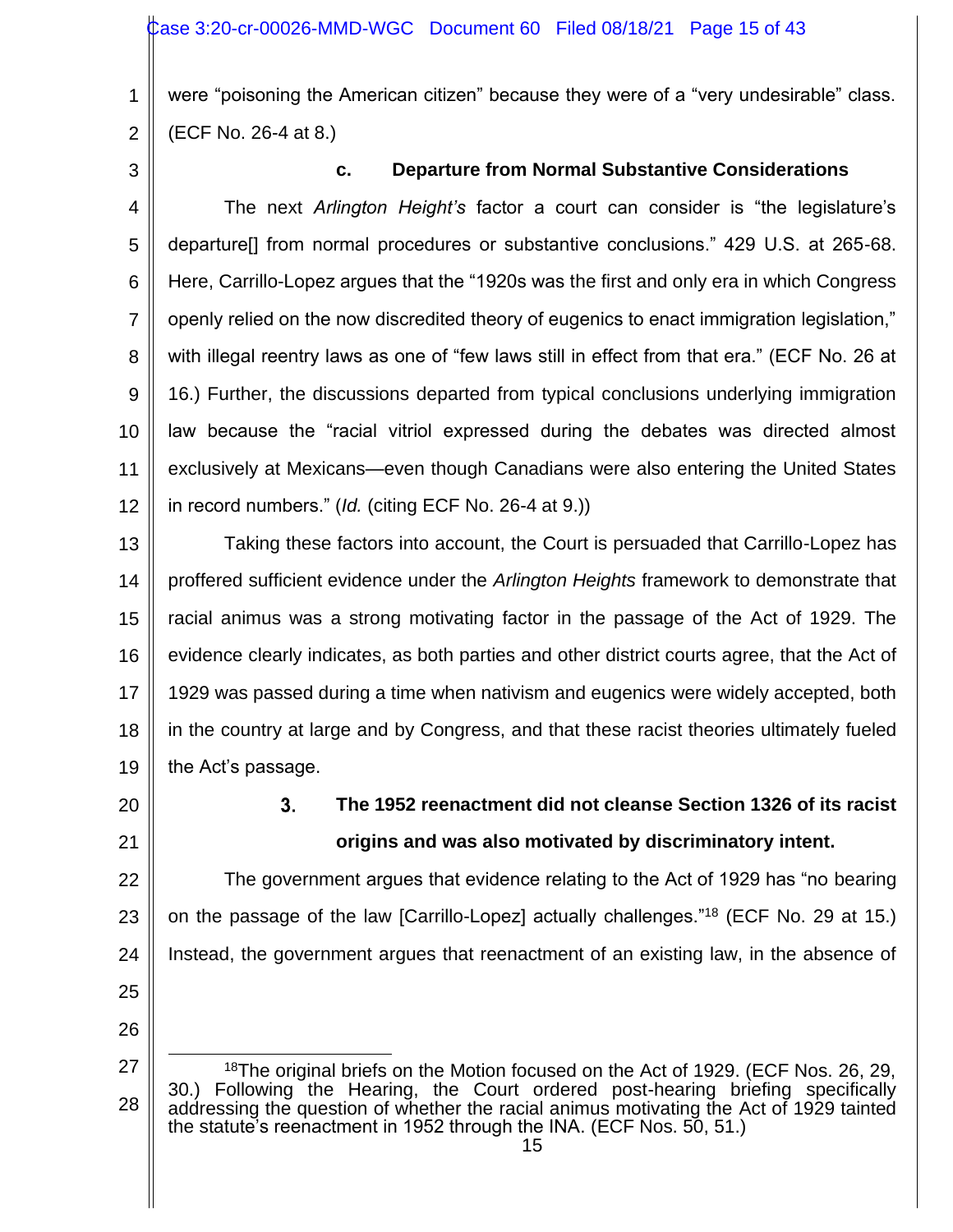were "poisoning the American citizen" because they were of a "very undesirable" class. (ECF No. 26-4 at 8.)

#### c. Departure from Normal Substantive Considerations

The next *Arlington Height's* factor a court can consider is "the legislature's departure[] from normal procedures or substantive conclusions." 429 U.S. at 265-68. Here, Carrillo-Lopez argues that the "1920s was the first and only era in which Congress openly relied on the now discredited theory of eugenics to enact immigration legislation," with illegal reentry laws as one of "few laws still in effect from that era." (ECF No. 26 at 16.) Further, the discussions departed from typical conclusions underlying immigration law because the "racial vitriol expressed during the debates was directed almost exclusively at Mexicans—even though Canadians were also entering the United States in record numbers." (*Id.* (citing ECF No. 26-4 at 9.))

Taking these factors into account, the Court is persuaded that Carrillo-Lopez has proffered sufficient evidence under the *Arlington Heights* framework to demonstrate that racial animus was a strong motivating factor in the passage of the Act of 1929. The evidence clearly indicates, as both parties and other district courts agree, that the Act of 1929 was passed during a time when nativism and eugenics were widely accepted, both in the country at large and by Congress, and that these racist theories ultimately fueled the Act's passage.

### 3. The 1952 reenactment did not cleanse Section 1326 of its racist origins and was also motivated by discriminatory intent.

The government argues that evidence relating to the Act of 1929 has "no bearing on the passage of the law [Carrillo-Lopez] actually challenges."[18] (ECF No. 29 at 15.) Instead, the government argues that reenactment of an existing law, in the absence of

---

[18]The original briefs on the Motion focused on the Act of 1929. (ECF Nos. 26, 29, 30.) Following the Hearing, the Court ordered post-hearing briefing specifically addressing the question of whether the racial animus motivating the Act of 1929 tainted the statute's reenactment in 1952 through the INA. (ECF Nos. 50, 51.)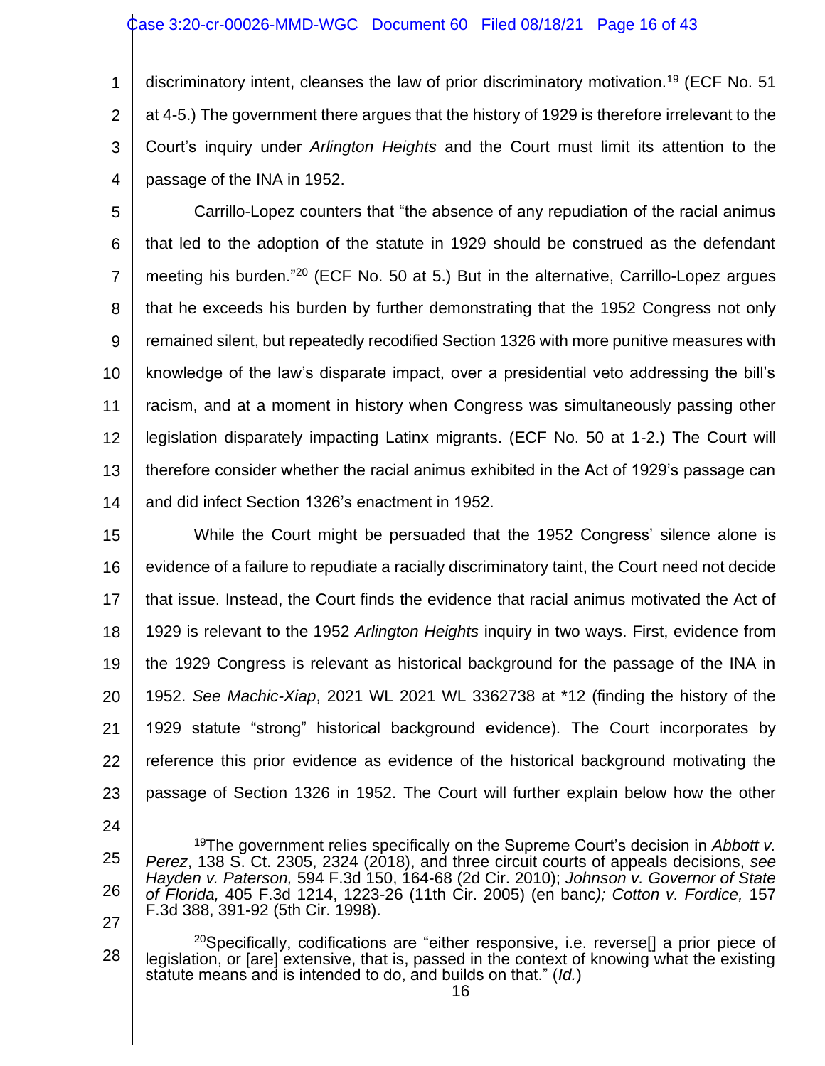discriminatory intent, cleanses the law of prior discriminatory motivation.[19] (ECF No. 51 at 4-5.) The government there argues that the history of 1929 is therefore irrelevant to the Court's inquiry under *Arlington Heights* and the Court must limit its attention to the passage of the INA in 1952.

Carrillo-Lopez counters that "the absence of any repudiation of the racial animus that led to the adoption of the statute in 1929 should be construed as the defendant meeting his burden."[20] (ECF No. 50 at 5.) But in the alternative, Carrillo-Lopez argues that he exceeds his burden by further demonstrating that the 1952 Congress not only remained silent, but repeatedly recodified Section 1326 with more punitive measures with knowledge of the law's disparate impact, over a presidential veto addressing the bill's racism, and at a moment in history when Congress was simultaneously passing other legislation disparately impacting Latinx migrants. (ECF No. 50 at 1-2.) The Court will therefore consider whether the racial animus exhibited in the Act of 1929's passage can and did infect Section 1326's enactment in 1952.

While the Court might be persuaded that the 1952 Congress' silence alone is evidence of a failure to repudiate a racially discriminatory taint, the Court need not decide that issue. Instead, the Court finds the evidence that racial animus motivated the Act of 1929 is relevant to the 1952 *Arlington Heights* inquiry in two ways. First, evidence from the 1929 Congress is relevant as historical background for the passage of the INA in 1952. *See Machic-Xiap*, 2021 WL 2021 WL 3362738 at *12 (finding the history of the 1929 statute "strong" historical background evidence). The Court incorporates by reference this prior evidence as evidence of the historical background motivating the passage of Section 1326 in 1952. The Court will further explain below how the other

---

[19] The government relies specifically on the Supreme Court's decision in *Abbott v. Perez*, 138 S. Ct. 2305, 2324 (2018), and three circuit courts of appeals decisions, *see Hayden v. Paterson,* 594 F.3d 150, 164-68 (2d Cir. 2010); *Johnson v. Governor of State of Florida,* 405 F.3d 1214, 1223-26 (11th Cir. 2005) (en banc*); Cotton v. Fordice,* 157 F.3d 388, 391-92 (5th Cir. 1998).

[20] Specifically, codifications are "either responsive, i.e. reverse[] a prior piece of legislation, or [are] extensive, that is, passed in the context of knowing what the existing statute means and is intended to do, and builds on that." (*Id.*)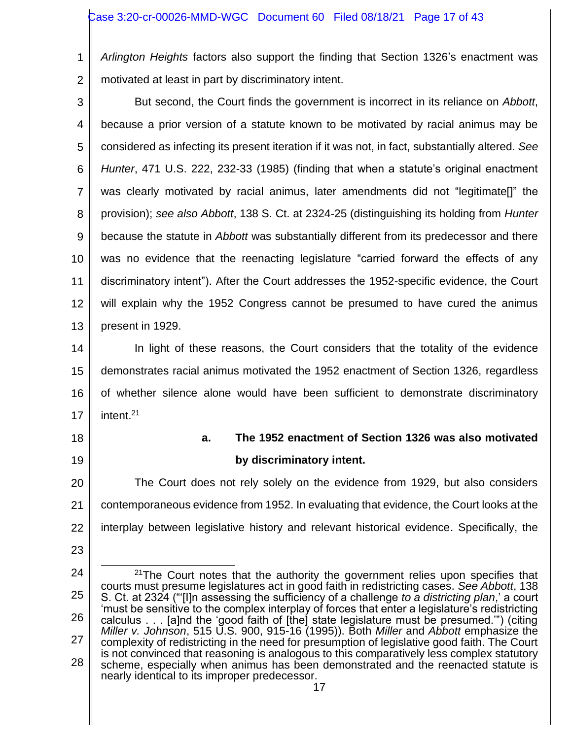*Arlington Heights* factors also support the finding that Section 1326's enactment was motivated at least in part by discriminatory intent.

But second, the Court finds the government is incorrect in its reliance on *Abbott*, because a prior version of a statute known to be motivated by racial animus may be considered as infecting its present iteration if it was not, in fact, substantially altered. *See Hunter*, 471 U.S. 222, 232-33 (1985) (finding that when a statute's original enactment was clearly motivated by racial animus, later amendments did not "legitimate[]" the provision); *see also Abbott*, 138 S. Ct. at 2324-25 (distinguishing its holding from *Hunter* because the statute in *Abbott* was substantially different from its predecessor and there was no evidence that the reenacting legislature "carried forward the effects of any discriminatory intent"). After the Court addresses the 1952-specific evidence, the Court will explain why the 1952 Congress cannot be presumed to have cured the animus present in 1929.

In light of these reasons, the Court considers that the totality of the evidence demonstrates racial animus motivated the 1952 enactment of Section 1326, regardless of whether silence alone would have been sufficient to demonstrate discriminatory intent.[21]

### a. The 1952 enactment of Section 1326 was also motivated by discriminatory intent.

The Court does not rely solely on the evidence from 1929, but also considers contemporaneous evidence from 1952. In evaluating that evidence, the Court looks at the interplay between legislative history and relevant historical evidence. Specifically, the

---

[21] The Court notes that the authority the government relies upon specifies that courts must presume legislatures act in good faith in redistricting cases. *See Abbott*, 138 S. Ct. at 2324 ("'[I]n assessing the sufficiency of a challenge *to a districting plan*,' a court 'must be sensitive to the complex interplay of forces that enter a legislature's redistricting calculus . . . [a]nd the 'good faith of [the] state legislature must be presumed.'") (citing *Miller v. Johnson*, 515 U.S. 900, 915-16 (1995)). Both *Miller* and *Abbott* emphasize the complexity of redistricting in the need for presumption of legislative good faith. The Court is not convinced that reasoning is analogous to this comparatively less complex statutory scheme, especially when animus has been demonstrated and the reenacted statute is nearly identical to its improper predecessor.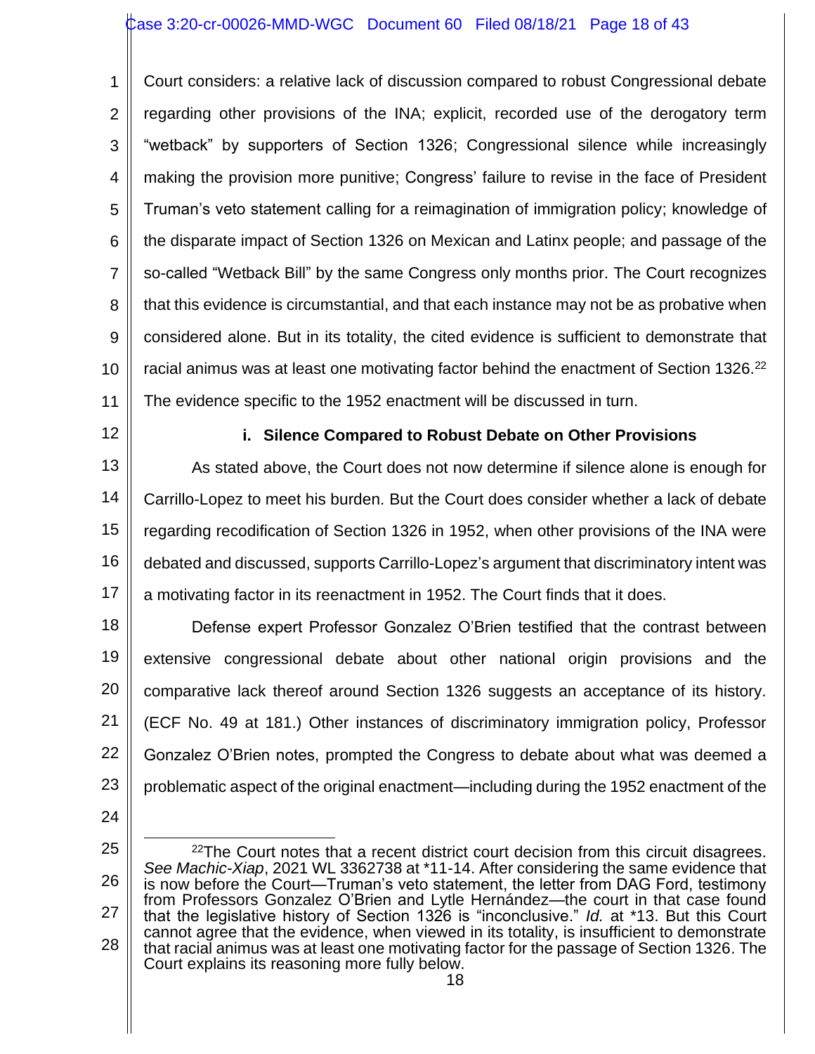Court considers: a relative lack of discussion compared to robust Congressional debate regarding other provisions of the INA; explicit, recorded use of the derogatory term "wetback" by supporters of Section 1326; Congressional silence while increasingly making the provision more punitive; Congress' failure to revise in the face of President Truman's veto statement calling for a reimagination of immigration policy; knowledge of the disparate impact of Section 1326 on Mexican and Latinx people; and passage of the so-called "Wetback Bill" by the same Congress only months prior. The Court recognizes that this evidence is circumstantial, and that each instance may not be as probative when considered alone. But in its totality, the cited evidence is sufficient to demonstrate that racial animus was at least one motivating factor behind the enactment of Section 1326.[22] The evidence specific to the 1952 enactment will be discussed in turn.

### i. Silence Compared to Robust Debate on Other Provisions

As stated above, the Court does not now determine if silence alone is enough for Carrillo-Lopez to meet his burden. But the Court does consider whether a lack of debate regarding recodification of Section 1326 in 1952, when other provisions of the INA were debated and discussed, supports Carrillo-Lopez's argument that discriminatory intent was a motivating factor in its reenactment in 1952. The Court finds that it does.

Defense expert Professor Gonzalez O'Brien testified that the contrast between extensive congressional debate about other national origin provisions and the comparative lack thereof around Section 1326 suggests an acceptance of its history. (ECF No. 49 at 181.) Other instances of discriminatory immigration policy, Professor Gonzalez O'Brien notes, prompted the Congress to debate about what was deemed a problematic aspect of the original enactment—including during the 1952 enactment of the

---

[22] The Court notes that a recent district court decision from this circuit disagrees. *See Machic-Xiap*, 2021 WL 3362738 at *11-14. After considering the same evidence that is now before the Court—Truman's veto statement, the letter from DAG Ford, testimony from Professors Gonzalez O'Brien and Lytle Hernández—the court in that case found that the legislative history of Section 1326 is "inconclusive." *Id.* at *13. But this Court cannot agree that the evidence, when viewed in its totality, is insufficient to demonstrate that racial animus was at least one motivating factor for the passage of Section 1326. The Court explains its reasoning more fully below.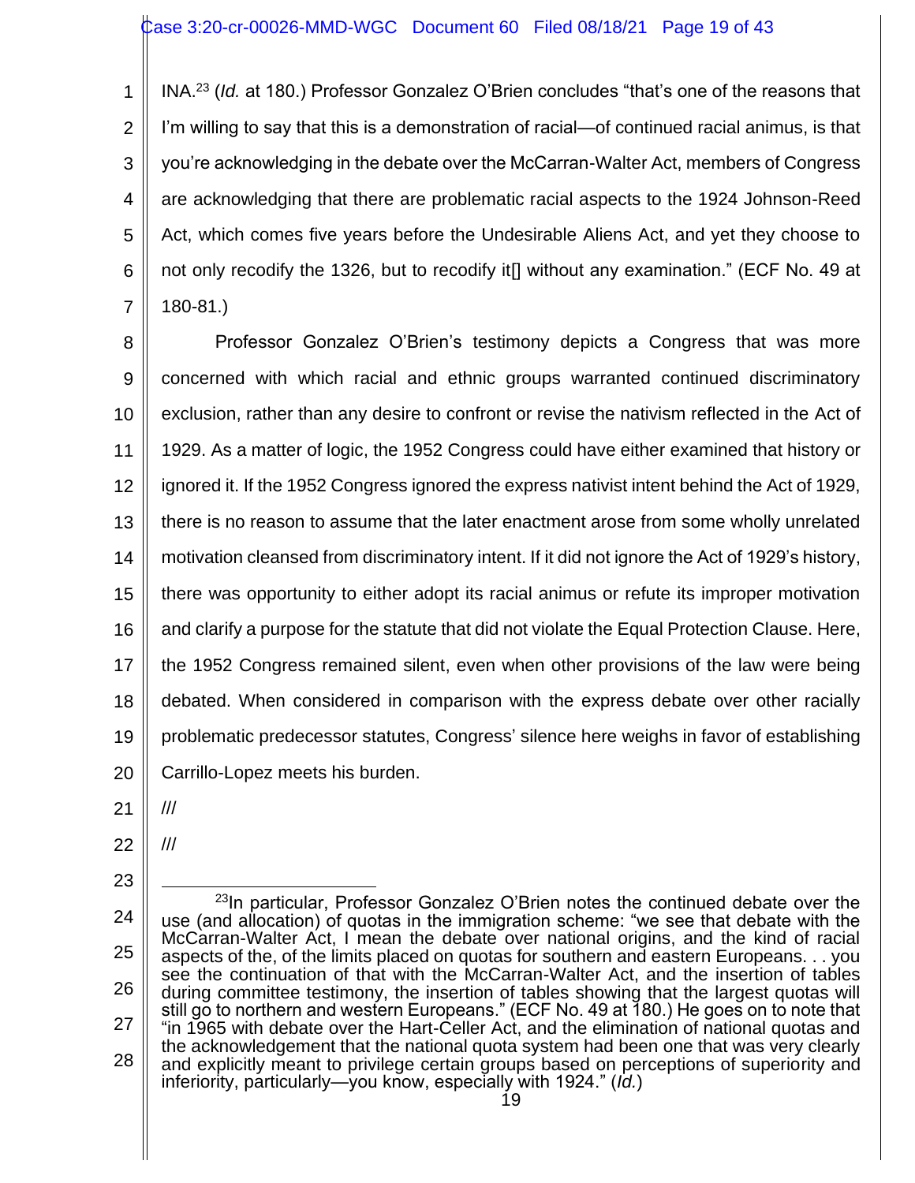INA.[23] (*Id.* at 180.) Professor Gonzalez O'Brien concludes "that's one of the reasons that I'm willing to say that this is a demonstration of racial—of continued racial animus, is that you're acknowledging in the debate over the McCarran-Walter Act, members of Congress are acknowledging that there are problematic racial aspects to the 1924 Johnson-Reed Act, which comes five years before the Undesirable Aliens Act, and yet they choose to not only recodify the 1326, but to recodify it[] without any examination." (ECF No. 49 at 180-81.)

Professor Gonzalez O'Brien's testimony depicts a Congress that was more concerned with which racial and ethnic groups warranted continued discriminatory exclusion, rather than any desire to confront or revise the nativism reflected in the Act of 1929. As a matter of logic, the 1952 Congress could have either examined that history or ignored it. If the 1952 Congress ignored the express nativist intent behind the Act of 1929, there is no reason to assume that the later enactment arose from some wholly unrelated motivation cleansed from discriminatory intent. If it did not ignore the Act of 1929's history, there was opportunity to either adopt its racial animus or refute its improper motivation and clarify a purpose for the statute that did not violate the Equal Protection Clause. Here, the 1952 Congress remained silent, even when other provisions of the law were being debated. When considered in comparison with the express debate over other racially problematic predecessor statutes, Congress' silence here weighs in favor of establishing Carrillo-Lopez meets his burden.

///

///

[23] In particular, Professor Gonzalez O'Brien notes the continued debate over the use (and allocation) of quotas in the immigration scheme: "we see that debate with the McCarran-Walter Act, I mean the debate over national origins, and the kind of racial aspects of the, of the limits placed on quotas for southern and eastern Europeans. . . you see the continuation of that with the McCarran-Walter Act, and the insertion of tables during committee testimony, the insertion of tables showing that the largest quotas will still go to northern and western Europeans." (ECF No. 49 at 180.) He goes on to note that "in 1965 with debate over the Hart-Celler Act, and the elimination of national quotas and the acknowledgement that the national quota system had been one that was very clearly and explicitly meant to privilege certain groups based on perceptions of superiority and inferiority, particularly—you know, especially with 1924." (*Id.*)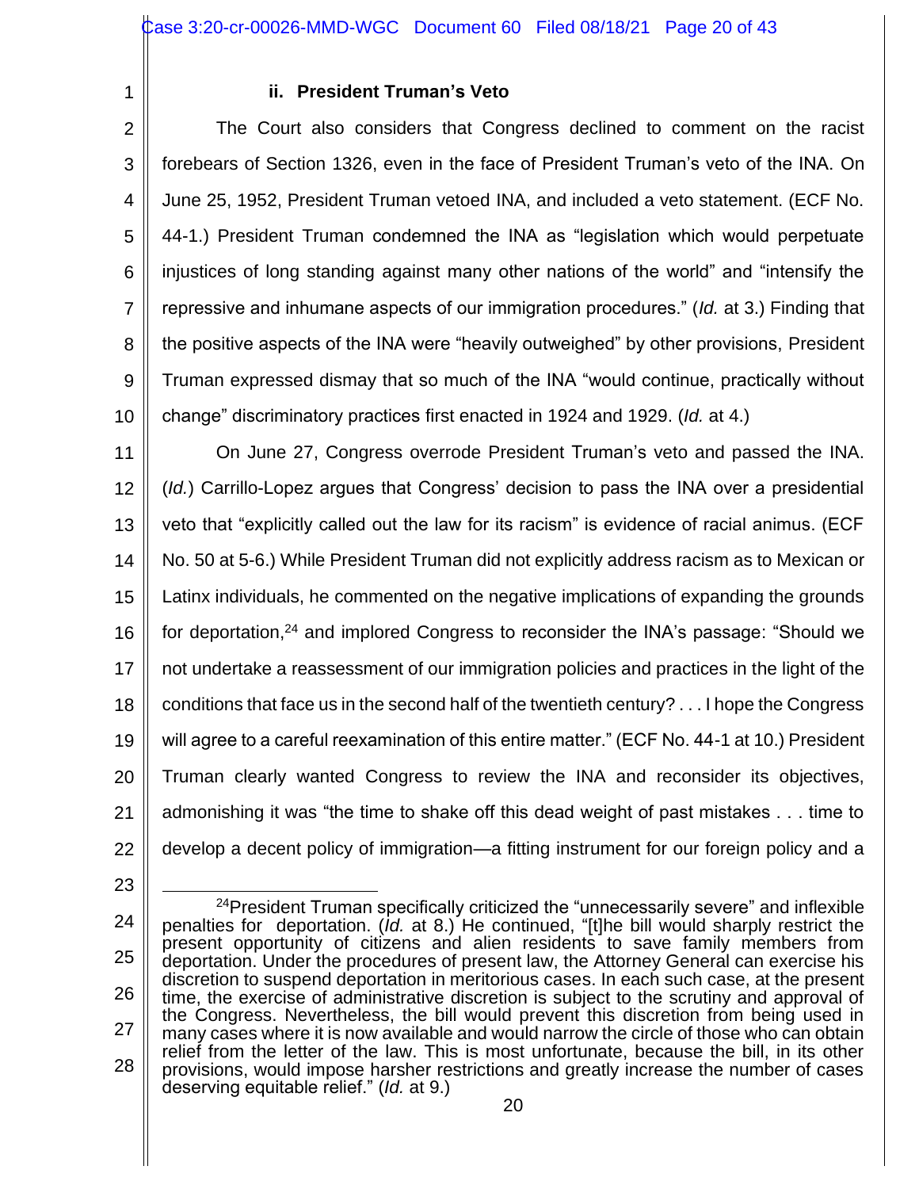### ii. President Truman's Veto

The Court also considers that Congress declined to comment on the racist forebears of Section 1326, even in the face of President Truman's veto of the INA. On June 25, 1952, President Truman vetoed INA, and included a veto statement. (ECF No. 44-1.) President Truman condemned the INA as "legislation which would perpetuate injustices of long standing against many other nations of the world" and "intensify the repressive and inhumane aspects of our immigration procedures." (*Id.* at 3.) Finding that the positive aspects of the INA were "heavily outweighed" by other provisions, President Truman expressed dismay that so much of the INA "would continue, practically without change" discriminatory practices first enacted in 1924 and 1929. (*Id.* at 4.)

On June 27, Congress overrode President Truman's veto and passed the INA. (*Id.*) Carrillo-Lopez argues that Congress' decision to pass the INA over a presidential veto that "explicitly called out the law for its racism" is evidence of racial animus. (ECF No. 50 at 5-6.) While President Truman did not explicitly address racism as to Mexican or Latinx individuals, he commented on the negative implications of expanding the grounds for deportation,[24] and implored Congress to reconsider the INA's passage: "Should we not undertake a reassessment of our immigration policies and practices in the light of the conditions that face us in the second half of the twentieth century? . . . I hope the Congress will agree to a careful reexamination of this entire matter." (ECF No. 44-1 at 10.) President Truman clearly wanted Congress to review the INA and reconsider its objectives, admonishing it was "the time to shake off this dead weight of past mistakes . . . time to develop a decent policy of immigration—a fitting instrument for our foreign policy and a

---

[24] President Truman specifically criticized the "unnecessarily severe" and inflexible penalties for deportation. (*Id.* at 8.) He continued, "[t]he bill would sharply restrict the present opportunity of citizens and alien residents to save family members from deportation. Under the procedures of present law, the Attorney General can exercise his discretion to suspend deportation in meritorious cases. In each such case, at the present time, the exercise of administrative discretion is subject to the scrutiny and approval of the Congress. Nevertheless, the bill would prevent this discretion from being used in many cases where it is now available and would narrow the circle of those who can obtain relief from the letter of the law. This is most unfortunate, because the bill, in its other provisions, would impose harsher restrictions and greatly increase the number of cases deserving equitable relief." (*Id.* at 9.)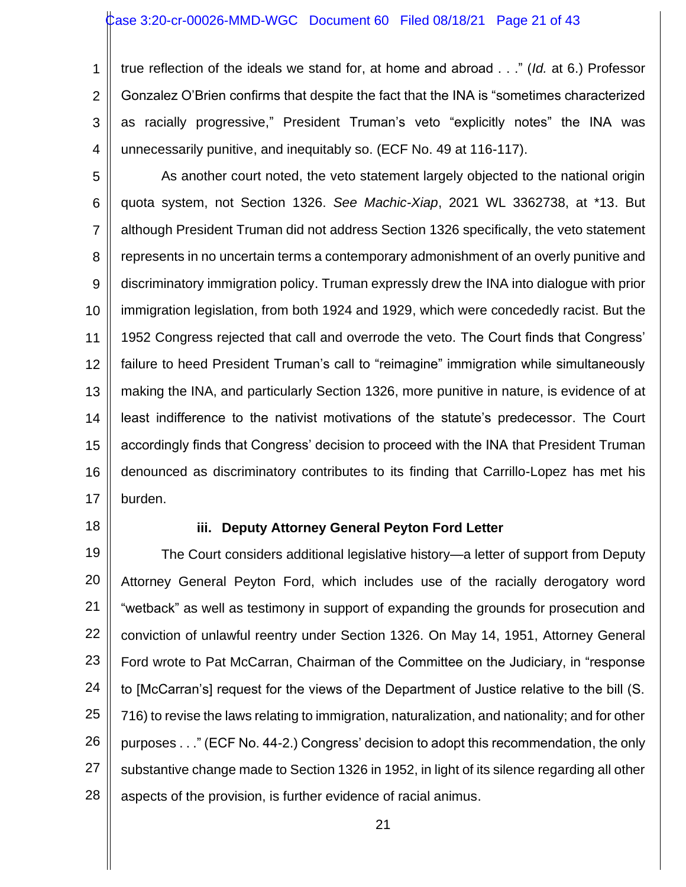true reflection of the ideals we stand for, at home and abroad . . ." (*Id.* at 6.) Professor Gonzalez O'Brien confirms that despite the fact that the INA is "sometimes characterized as racially progressive," President Truman's veto "explicitly notes" the INA was unnecessarily punitive, and inequitably so. (ECF No. 49 at 116-117).

As another court noted, the veto statement largely objected to the national origin quota system, not Section 1326. *See Machic-Xiap*, 2021 WL 3362738, at *13. But although President Truman did not address Section 1326 specifically, the veto statement represents in no uncertain terms a contemporary admonishment of an overly punitive and discriminatory immigration policy. Truman expressly drew the INA into dialogue with prior immigration legislation, from both 1924 and 1929, which were concededly racist. But the 1952 Congress rejected that call and overrode the veto. The Court finds that Congress' failure to heed President Truman's call to "reimagine" immigration while simultaneously making the INA, and particularly Section 1326, more punitive in nature, is evidence of at least indifference to the nativist motivations of the statute's predecessor. The Court accordingly finds that Congress' decision to proceed with the INA that President Truman denounced as discriminatory contributes to its finding that Carrillo-Lopez has met his burden.

**iii. Deputy Attorney General Peyton Ford Letter**

The Court considers additional legislative history—a letter of support from Deputy Attorney General Peyton Ford, which includes use of the racially derogatory word "wetback" as well as testimony in support of expanding the grounds for prosecution and conviction of unlawful reentry under Section 1326. On May 14, 1951, Attorney General Ford wrote to Pat McCarran, Chairman of the Committee on the Judiciary, in "response to [McCarran's] request for the views of the Department of Justice relative to the bill (S. 716) to revise the laws relating to immigration, naturalization, and nationality; and for other purposes . . ." (ECF No. 44-2.) Congress' decision to adopt this recommendation, the only substantive change made to Section 1326 in 1952, in light of its silence regarding all other aspects of the provision, is further evidence of racial animus.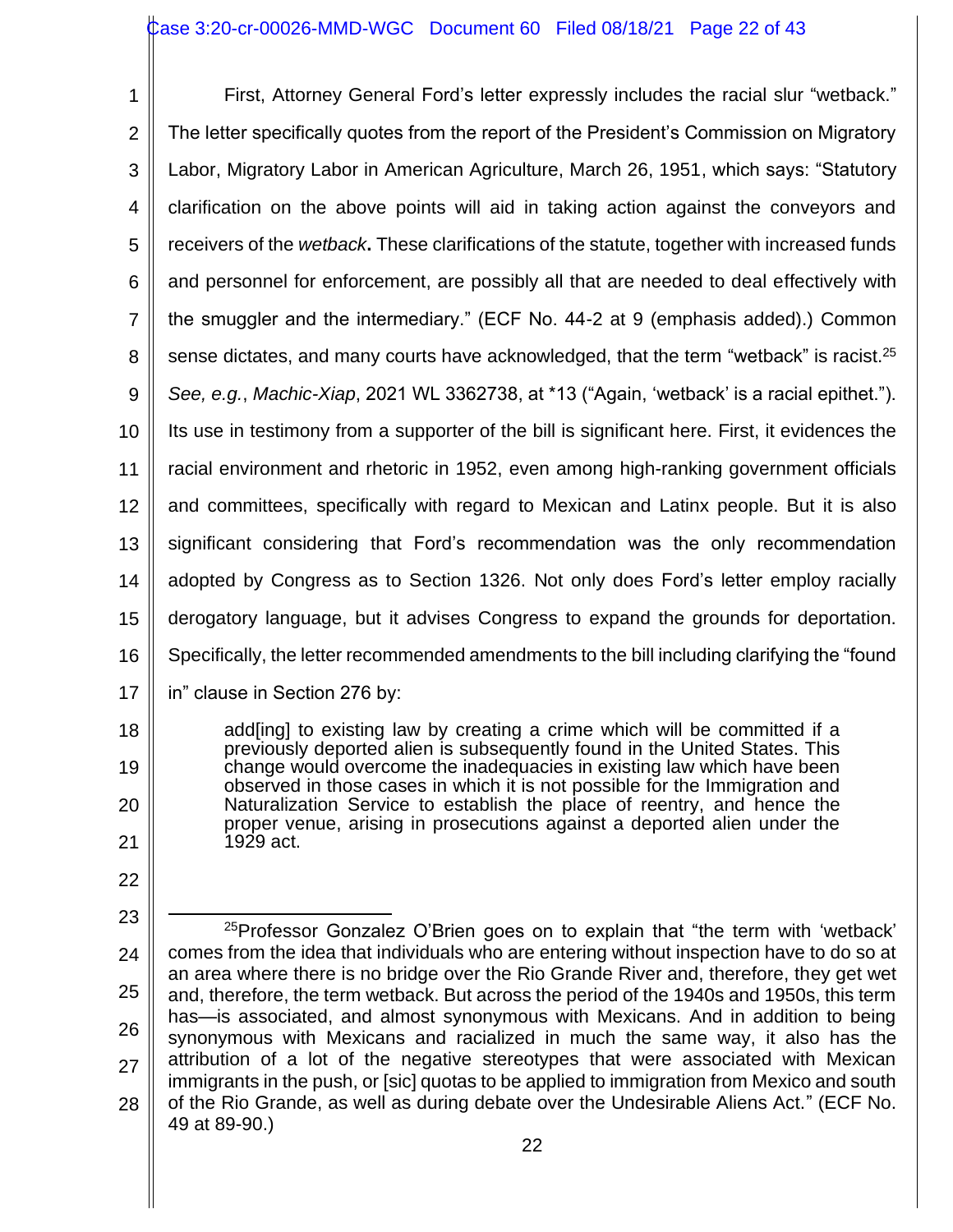First, Attorney General Ford's letter expressly includes the racial slur "wetback." The letter specifically quotes from the report of the President's Commission on Migratory Labor, Migratory Labor in American Agriculture, March 26, 1951, which says: "Statutory clarification on the above points will aid in taking action against the conveyors and receivers of the ***wetback*****.** These clarifications of the statute, together with increased funds and personnel for enforcement, are possibly all that are needed to deal effectively with the smuggler and the intermediary." (ECF No. 44-2 at 9 (emphasis added).) Common sense dictates, and many courts have acknowledged, that the term "wetback" is racist.[25] *See, e.g.*, *Machic-Xiap*, 2021 WL 3362738, at *13 ("Again, 'wetback' is a racial epithet."). Its use in testimony from a supporter of the bill is significant here. First, it evidences the racial environment and rhetoric in 1952, even among high-ranking government officials and committees, specifically with regard to Mexican and Latinx people. But it is also significant considering that Ford's recommendation was the only recommendation adopted by Congress as to Section 1326. Not only does Ford's letter employ racially derogatory language, but it advises Congress to expand the grounds for deportation. Specifically, the letter recommended amendments to the bill including clarifying the "found in" clause in Section 276 by:

> add[ing] to existing law by creating a crime which will be committed if a previously deported alien is subsequently found in the United States. This change would overcome the inadequacies in existing law which have been observed in those cases in which it is not possible for the Immigration and Naturalization Service to establish the place of reentry, and hence the proper venue, arising in prosecutions against a deported alien under the 1929 act.

---

[25] Professor Gonzalez O'Brien goes on to explain that "the term with 'wetback' comes from the idea that individuals who are entering without inspection have to do so at an area where there is no bridge over the Rio Grande River and, therefore, they get wet and, therefore, the term wetback. But across the period of the 1940s and 1950s, this term has—is associated, and almost synonymous with Mexicans. And in addition to being synonymous with Mexicans and racialized in much the same way, it also has the attribution of a lot of the negative stereotypes that were associated with Mexican immigrants in the push, or [sic] quotas to be applied to immigration from Mexico and south of the Rio Grande, as well as during debate over the Undesirable Aliens Act." (ECF No. 49 at 89-90.)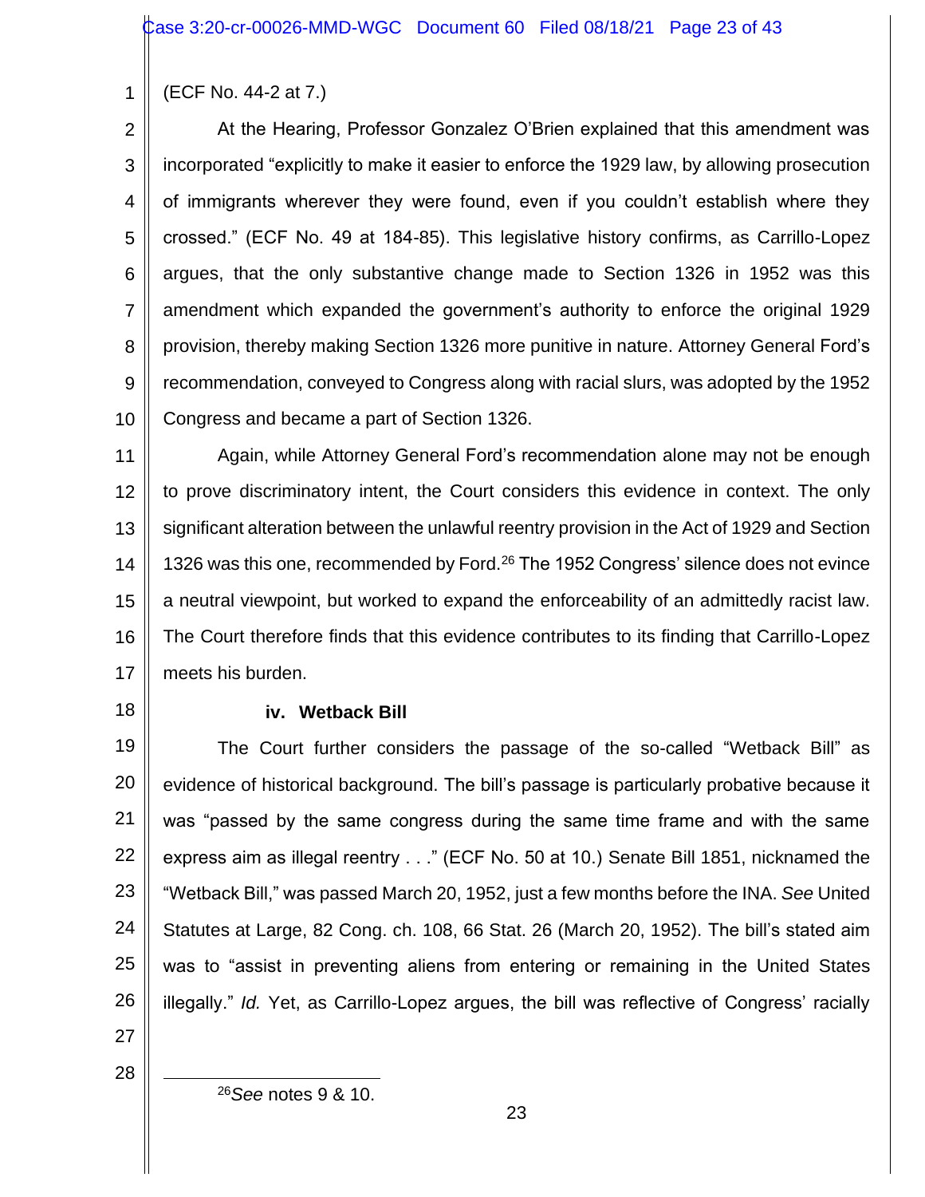(ECF No. 44-2 at 7.)

At the Hearing, Professor Gonzalez O'Brien explained that this amendment was incorporated "explicitly to make it easier to enforce the 1929 law, by allowing prosecution of immigrants wherever they were found, even if you couldn't establish where they crossed." (ECF No. 49 at 184-85). This legislative history confirms, as Carrillo-Lopez argues, that the only substantive change made to Section 1326 in 1952 was this amendment which expanded the government's authority to enforce the original 1929 provision, thereby making Section 1326 more punitive in nature. Attorney General Ford's recommendation, conveyed to Congress along with racial slurs, was adopted by the 1952 Congress and became a part of Section 1326.

Again, while Attorney General Ford's recommendation alone may not be enough to prove discriminatory intent, the Court considers this evidence in context. The only significant alteration between the unlawful reentry provision in the Act of 1929 and Section 1326 was this one, recommended by Ford.[26] The 1952 Congress' silence does not evince a neutral viewpoint, but worked to expand the enforceability of an admittedly racist law. The Court therefore finds that this evidence contributes to its finding that Carrillo-Lopez meets his burden.

**iv. Wetback Bill**

The Court further considers the passage of the so-called "Wetback Bill" as evidence of historical background. The bill's passage is particularly probative because it was "passed by the same congress during the same time frame and with the same express aim as illegal reentry . . ." (ECF No. 50 at 10.) Senate Bill 1851, nicknamed the "Wetback Bill," was passed March 20, 1952, just a few months before the INA. *See* United Statutes at Large, 82 Cong. ch. 108, 66 Stat. 26 (March 20, 1952). The bill's stated aim was to "assist in preventing aliens from entering or remaining in the United States illegally." *Id.* Yet, as Carrillo-Lopez argues, the bill was reflective of Congress' racially

[26] *See* notes 9 & 10.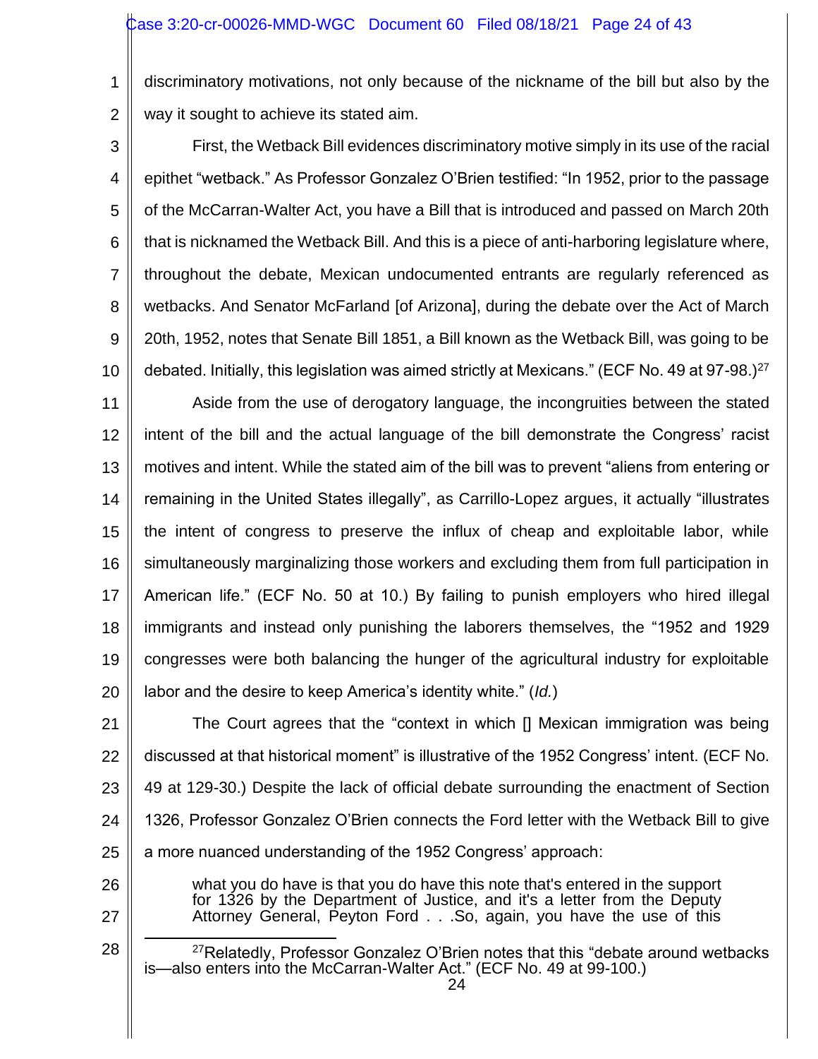discriminatory motivations, not only because of the nickname of the bill but also by the way it sought to achieve its stated aim.

First, the Wetback Bill evidences discriminatory motive simply in its use of the racial epithet "wetback." As Professor Gonzalez O'Brien testified: "In 1952, prior to the passage of the McCarran-Walter Act, you have a Bill that is introduced and passed on March 20th that is nicknamed the Wetback Bill. And this is a piece of anti-harboring legislature where, throughout the debate, Mexican undocumented entrants are regularly referenced as wetbacks. And Senator McFarland [of Arizona], during the debate over the Act of March 20th, 1952, notes that Senate Bill 1851, a Bill known as the Wetback Bill, was going to be debated. Initially, this legislation was aimed strictly at Mexicans." (ECF No. 49 at 97-98.)[27]

Aside from the use of derogatory language, the incongruities between the stated intent of the bill and the actual language of the bill demonstrate the Congress' racist motives and intent. While the stated aim of the bill was to prevent "aliens from entering or remaining in the United States illegally", as Carrillo-Lopez argues, it actually "illustrates the intent of congress to preserve the influx of cheap and exploitable labor, while simultaneously marginalizing those workers and excluding them from full participation in American life." (ECF No. 50 at 10.) By failing to punish employers who hired illegal immigrants and instead only punishing the laborers themselves, the "1952 and 1929 congresses were both balancing the hunger of the agricultural industry for exploitable labor and the desire to keep America's identity white." (*Id.*)

The Court agrees that the "context in which [] Mexican immigration was being discussed at that historical moment" is illustrative of the 1952 Congress' intent. (ECF No. 49 at 129-30.) Despite the lack of official debate surrounding the enactment of Section 1326, Professor Gonzalez O'Brien connects the Ford letter with the Wetback Bill to give a more nuanced understanding of the 1952 Congress' approach:

> what you do have is that you do have this note that's entered in the support for 1326 by the Department of Justice, and it's a letter from the Deputy Attorney General, Peyton Ford . . .So, again, you have the use of this

[27]Relatedly, Professor Gonzalez O'Brien notes that this "debate around wetbacks is—also enters into the McCarran-Walter Act." (ECF No. 49 at 99-100.)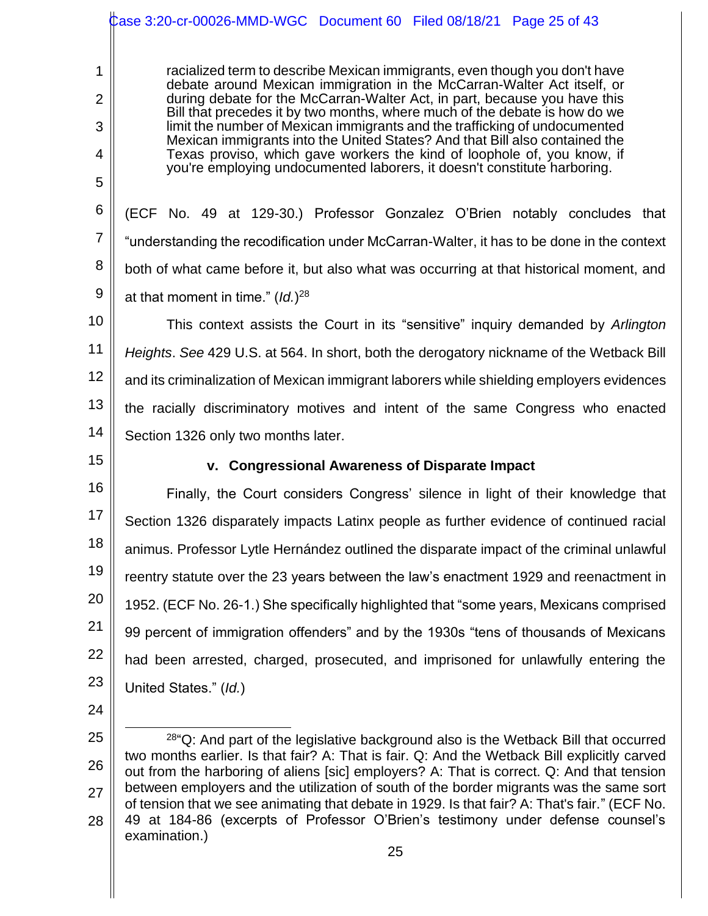> racialized term to describe Mexican immigrants, even though you don't have debate around Mexican immigration in the McCarran-Walter Act itself, or during debate for the McCarran-Walter Act, in part, because you have this Bill that precedes it by two months, where much of the debate is how do we limit the number of Mexican immigrants and the trafficking of undocumented Mexican immigrants into the United States? And that Bill also contained the Texas proviso, which gave workers the kind of loophole of, you know, if you're employing undocumented laborers, it doesn't constitute harboring.

(ECF No. 49 at 129-30.) Professor Gonzalez O'Brien notably concludes that "understanding the recodification under McCarran-Walter, it has to be done in the context both of what came before it, but also what was occurring at that historical moment, and at that moment in time." (*Id.*)[28]

This context assists the Court in its "sensitive" inquiry demanded by *Arlington Heights*. *See* 429 U.S. at 564. In short, both the derogatory nickname of the Wetback Bill and its criminalization of Mexican immigrant laborers while shielding employers evidences the racially discriminatory motives and intent of the same Congress who enacted Section 1326 only two months later.

#### v. Congressional Awareness of Disparate Impact

Finally, the Court considers Congress' silence in light of their knowledge that Section 1326 disparately impacts Latinx people as further evidence of continued racial animus. Professor Lytle Hernández outlined the disparate impact of the criminal unlawful reentry statute over the 23 years between the law's enactment 1929 and reenactment in 1952. (ECF No. 26-1.) She specifically highlighted that "some years, Mexicans comprised 99 percent of immigration offenders" and by the 1930s "tens of thousands of Mexicans had been arrested, charged, prosecuted, and imprisoned for unlawfully entering the United States." (*Id.*)

---

[28] "Q: And part of the legislative background also is the Wetback Bill that occurred two months earlier. Is that fair? A: That is fair. Q: And the Wetback Bill explicitly carved out from the harboring of aliens [sic] employers? A: That is correct. Q: And that tension between employers and the utilization of south of the border migrants was the same sort of tension that we see animating that debate in 1929. Is that fair? A: That's fair." (ECF No. 49 at 184-86 (excerpts of Professor O'Brien's testimony under defense counsel's examination.)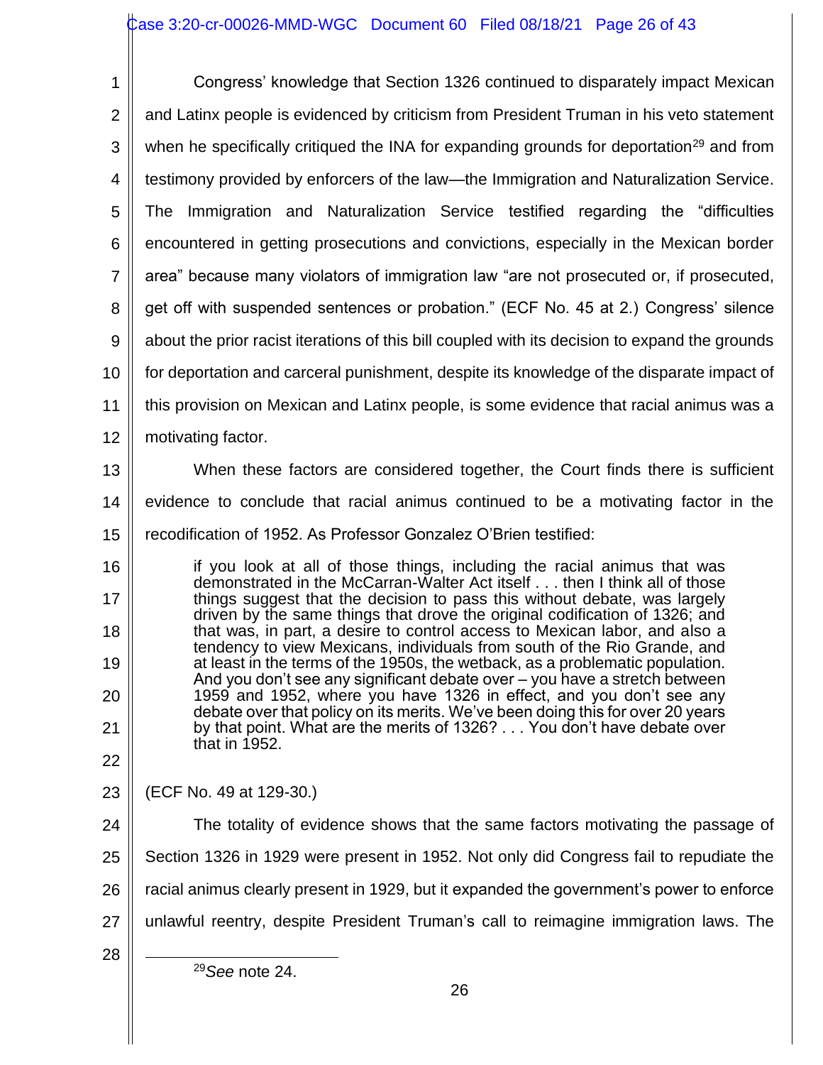Congress' knowledge that Section 1326 continued to disparately impact Mexican and Latinx people is evidenced by criticism from President Truman in his veto statement when he specifically critiqued the INA for expanding grounds for deportation[29] and from testimony provided by enforcers of the law—the Immigration and Naturalization Service. The Immigration and Naturalization Service testified regarding the "difficulties encountered in getting prosecutions and convictions, especially in the Mexican border area" because many violators of immigration law "are not prosecuted or, if prosecuted, get off with suspended sentences or probation." (ECF No. 45 at 2.) Congress' silence about the prior racist iterations of this bill coupled with its decision to expand the grounds for deportation and carceral punishment, despite its knowledge of the disparate impact of this provision on Mexican and Latinx people, is some evidence that racial animus was a motivating factor.

When these factors are considered together, the Court finds there is sufficient evidence to conclude that racial animus continued to be a motivating factor in the recodification of 1952. As Professor Gonzalez O'Brien testified:

> if you look at all of those things, including the racial animus that was demonstrated in the McCarran-Walter Act itself . . . then I think all of those things suggest that the decision to pass this without debate, was largely driven by the same things that drove the original codification of 1326; and that was, in part, a desire to control access to Mexican labor, and also a tendency to view Mexicans, individuals from south of the Rio Grande, and at least in the terms of the 1950s, the wetback, as a problematic population. And you don't see any significant debate over – you have a stretch between 1959 and 1952, where you have 1326 in effect, and you don't see any debate over that policy on its merits. We've been doing this for over 20 years by that point. What are the merits of 1326? . . . You don't have debate over that in 1952.

(ECF No. 49 at 129-30.)

The totality of evidence shows that the same factors motivating the passage of Section 1326 in 1929 were present in 1952. Not only did Congress fail to repudiate the racial animus clearly present in 1929, but it expanded the government's power to enforce unlawful reentry, despite President Truman's call to reimagine immigration laws. The

---

[29] *See* note 24.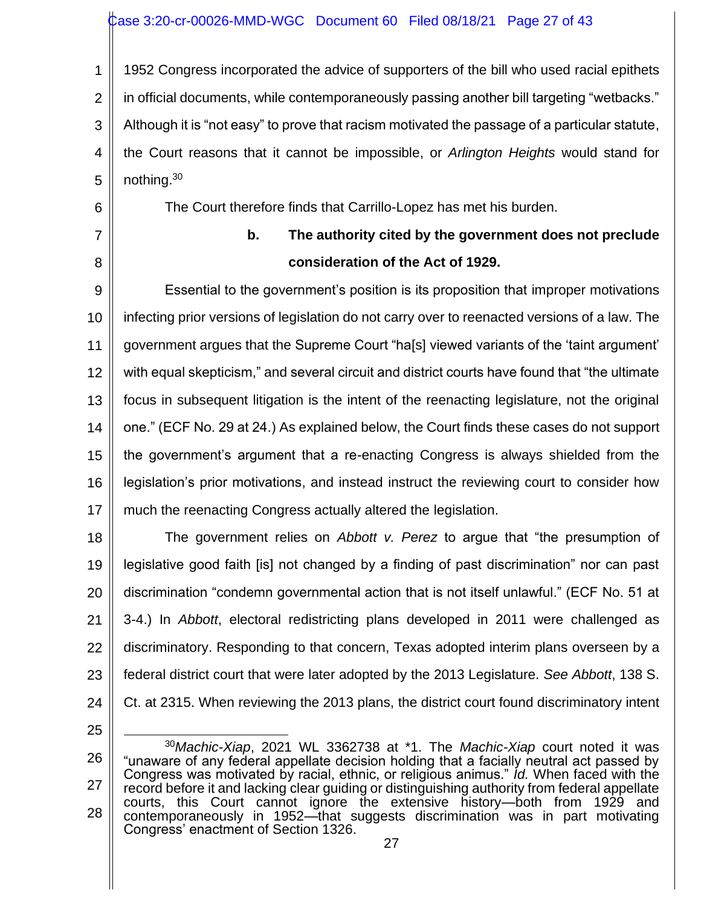1952 Congress incorporated the advice of supporters of the bill who used racial epithets in official documents, while contemporaneously passing another bill targeting "wetbacks." Although it is "not easy" to prove that racism motivated the passage of a particular statute, the Court reasons that it cannot be impossible, or *Arlington Heights* would stand for nothing.[30]

The Court therefore finds that Carrillo-Lopez has met his burden.

**b. The authority cited by the government does not preclude consideration of the Act of 1929.**

Essential to the government's position is its proposition that improper motivations infecting prior versions of legislation do not carry over to reenacted versions of a law. The government argues that the Supreme Court "ha[s] viewed variants of the 'taint argument' with equal skepticism," and several circuit and district courts have found that "the ultimate focus in subsequent litigation is the intent of the reenacting legislature, not the original one." (ECF No. 29 at 24.) As explained below, the Court finds these cases do not support the government's argument that a re-enacting Congress is always shielded from the legislation's prior motivations, and instead instruct the reviewing court to consider how much the reenacting Congress actually altered the legislation.

The government relies on *Abbott v. Perez* to argue that "the presumption of legislative good faith [is] not changed by a finding of past discrimination" nor can past discrimination "condemn governmental action that is not itself unlawful." (ECF No. 51 at 3-4.) In *Abbott*, electoral redistricting plans developed in 2011 were challenged as discriminatory. Responding to that concern, Texas adopted interim plans overseen by a federal district court that were later adopted by the 2013 Legislature. *See Abbott*, 138 S. Ct. at 2315. When reviewing the 2013 plans, the district court found discriminatory intent

[30] *Machic-Xiap*, 2021 WL 3362738 at *1. The *Machic-Xiap* court noted it was "unaware of any federal appellate decision holding that a facially neutral act passed by Congress was motivated by racial, ethnic, or religious animus." *Id.* When faced with the record before it and lacking clear guiding or distinguishing authority from federal appellate courts, this Court cannot ignore the extensive history—both from 1929 and contemporaneously in 1952—that suggests discrimination was in part motivating Congress' enactment of Section 1326.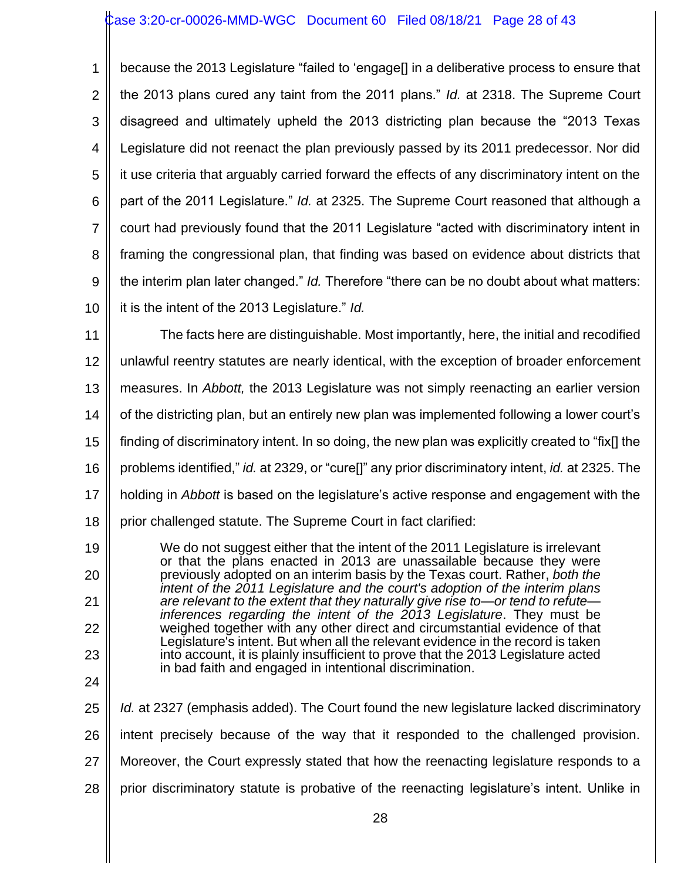because the 2013 Legislature "failed to 'engage[] in a deliberative process to ensure that the 2013 plans cured any taint from the 2011 plans." *Id.* at 2318. The Supreme Court disagreed and ultimately upheld the 2013 districting plan because the "2013 Texas Legislature did not reenact the plan previously passed by its 2011 predecessor. Nor did it use criteria that arguably carried forward the effects of any discriminatory intent on the part of the 2011 Legislature." *Id.* at 2325. The Supreme Court reasoned that although a court had previously found that the 2011 Legislature "acted with discriminatory intent in framing the congressional plan, that finding was based on evidence about districts that the interim plan later changed." *Id.* Therefore "there can be no doubt about what matters: it is the intent of the 2013 Legislature." *Id.*

The facts here are distinguishable. Most importantly, here, the initial and recodified unlawful reentry statutes are nearly identical, with the exception of broader enforcement measures. In *Abbott,* the 2013 Legislature was not simply reenacting an earlier version of the districting plan, but an entirely new plan was implemented following a lower court's finding of discriminatory intent. In so doing, the new plan was explicitly created to "fix[] the problems identified," *id.* at 2329, or "cure[]" any prior discriminatory intent, *id.* at 2325. The holding in *Abbott* is based on the legislature's active response and engagement with the prior challenged statute. The Supreme Court in fact clarified:

> We do not suggest either that the intent of the 2011 Legislature is irrelevant or that the plans enacted in 2013 are unassailable because they were previously adopted on an interim basis by the Texas court. Rather, *both the intent of the 2011 Legislature and the court's adoption of the interim plans are relevant to the extent that they naturally give rise to—or tend to refute—inferences regarding the intent of the 2013 Legislature*. They must be weighed together with any other direct and circumstantial evidence of that Legislature's intent. But when all the relevant evidence in the record is taken into account, it is plainly insufficient to prove that the 2013 Legislature acted in bad faith and engaged in intentional discrimination.

*Id.* at 2327 (emphasis added). The Court found the new legislature lacked discriminatory intent precisely because of the way that it responded to the challenged provision. Moreover, the Court expressly stated that how the reenacting legislature responds to a prior discriminatory statute is probative of the reenacting legislature's intent. Unlike in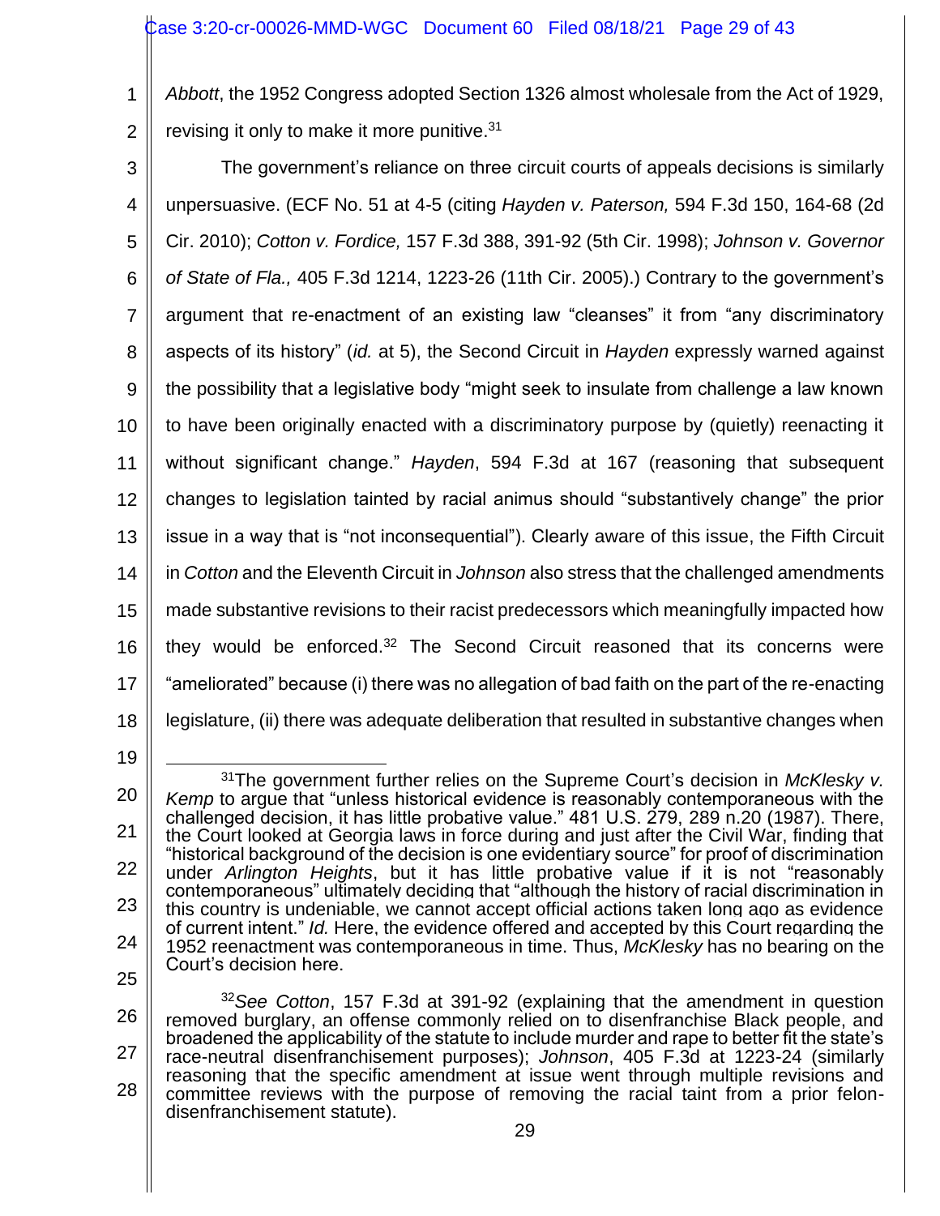*Abbott*, the 1952 Congress adopted Section 1326 almost wholesale from the Act of 1929, revising it only to make it more punitive.[31]

The government's reliance on three circuit courts of appeals decisions is similarly unpersuasive. (ECF No. 51 at 4-5 (citing *Hayden v. Paterson,* 594 F.3d 150, 164-68 (2d Cir. 2010); *Cotton v. Fordice,* 157 F.3d 388, 391-92 (5th Cir. 1998); *Johnson v. Governor of State of Fla.,* 405 F.3d 1214, 1223-26 (11th Cir. 2005).) Contrary to the government's argument that re-enactment of an existing law "cleanses" it from "any discriminatory aspects of its history" (*id.* at 5), the Second Circuit in *Hayden* expressly warned against the possibility that a legislative body "might seek to insulate from challenge a law known to have been originally enacted with a discriminatory purpose by (quietly) reenacting it without significant change." *Hayden*, 594 F.3d at 167 (reasoning that subsequent changes to legislation tainted by racial animus should "substantively change" the prior issue in a way that is "not inconsequential"). Clearly aware of this issue, the Fifth Circuit in *Cotton* and the Eleventh Circuit in *Johnson* also stress that the challenged amendments made substantive revisions to their racist predecessors which meaningfully impacted how they would be enforced.[32] The Second Circuit reasoned that its concerns were "ameliorated" because (i) there was no allegation of bad faith on the part of the re-enacting legislature, (ii) there was adequate deliberation that resulted in substantive changes when

---

[31] The government further relies on the Supreme Court's decision in *McKlesky v. Kemp* to argue that "unless historical evidence is reasonably contemporaneous with the challenged decision, it has little probative value." 481 U.S. 279, 289 n.20 (1987). There, the Court looked at Georgia laws in force during and just after the Civil War, finding that "historical background of the decision is one evidentiary source" for proof of discrimination under *Arlington Heights*, but it has little probative value if it is not "reasonably contemporaneous" ultimately deciding that "although the history of racial discrimination in this country is undeniable, we cannot accept official actions taken long ago as evidence of current intent." *Id.* Here, the evidence offered and accepted by this Court regarding the 1952 reenactment was contemporaneous in time. Thus, *McKlesky* has no bearing on the Court's decision here.

[32] *See Cotton*, 157 F.3d at 391-92 (explaining that the amendment in question removed burglary, an offense commonly relied on to disenfranchise Black people, and broadened the applicability of the statute to include murder and rape to better fit the state's race-neutral disenfranchisement purposes); *Johnson*, 405 F.3d at 1223-24 (similarly reasoning that the specific amendment at issue went through multiple revisions and committee reviews with the purpose of removing the racial taint from a prior felon-disenfranchisement statute).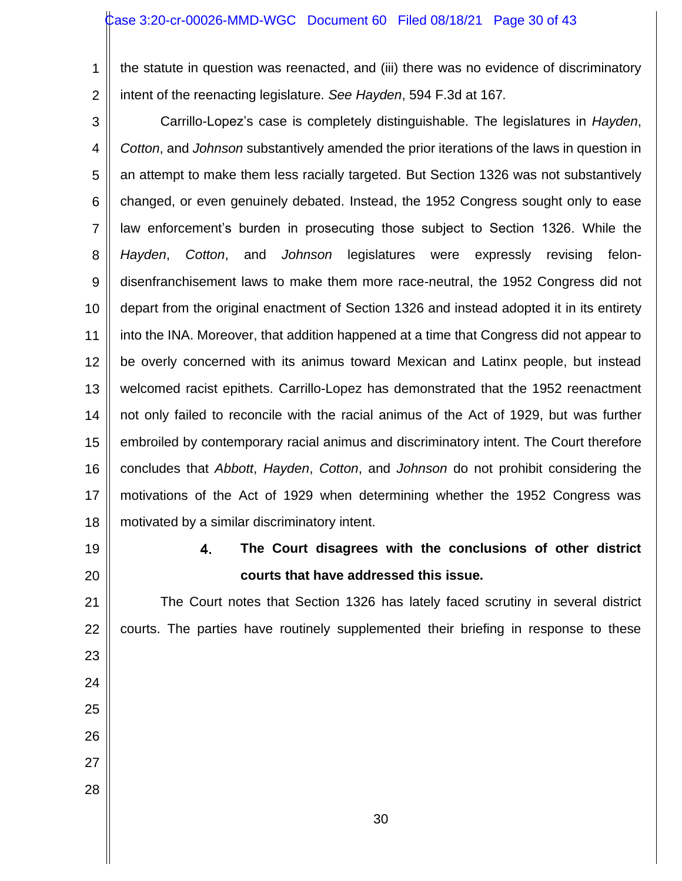the statute in question was reenacted, and (iii) there was no evidence of discriminatory intent of the reenacting legislature. *See Hayden*, 594 F.3d at 167.

Carrillo-Lopez's case is completely distinguishable. The legislatures in *Hayden*, *Cotton*, and *Johnson* substantively amended the prior iterations of the laws in question in an attempt to make them less racially targeted. But Section 1326 was not substantively changed, or even genuinely debated. Instead, the 1952 Congress sought only to ease law enforcement's burden in prosecuting those subject to Section 1326. While the *Hayden*, *Cotton*, and *Johnson* legislatures were expressly revising felon-disenfranchisement laws to make them more race-neutral, the 1952 Congress did not depart from the original enactment of Section 1326 and instead adopted it in its entirety into the INA. Moreover, that addition happened at a time that Congress did not appear to be overly concerned with its animus toward Mexican and Latinx people, but instead welcomed racist epithets. Carrillo-Lopez has demonstrated that the 1952 reenactment not only failed to reconcile with the racial animus of the Act of 1929, but was further embroiled by contemporary racial animus and discriminatory intent. The Court therefore concludes that *Abbott*, *Hayden*, *Cotton*, and *Johnson* do not prohibit considering the motivations of the Act of 1929 when determining whether the 1952 Congress was motivated by a similar discriminatory intent.

#### 4. The Court disagrees with the conclusions of other district courts that have addressed this issue.

The Court notes that Section 1326 has lately faced scrutiny in several district courts. The parties have routinely supplemented their briefing in response to these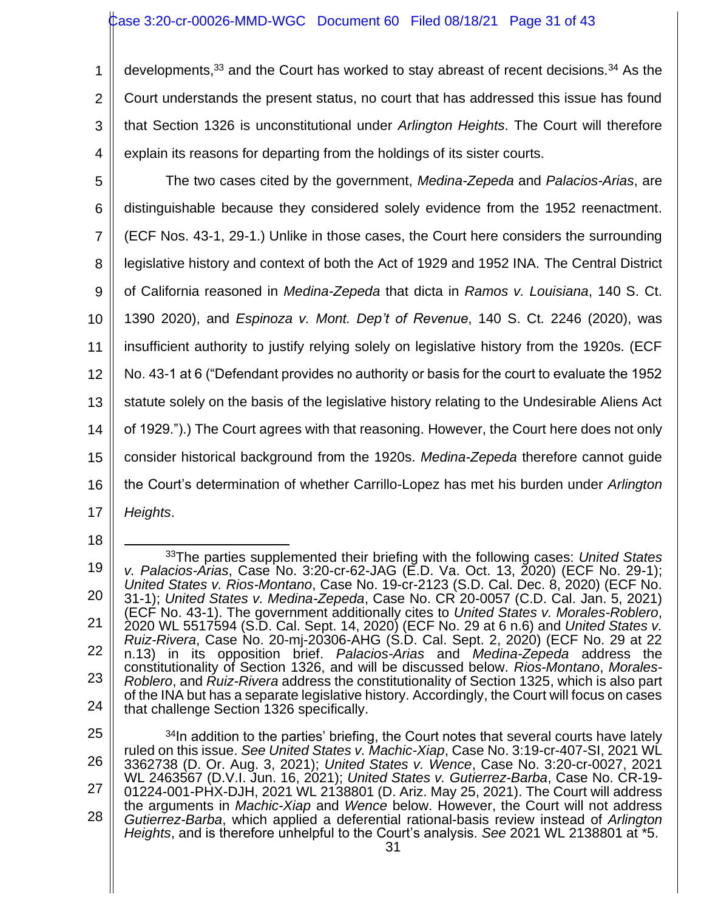developments,[33] and the Court has worked to stay abreast of recent decisions.[34] As the Court understands the present status, no court that has addressed this issue has found that Section 1326 is unconstitutional under *Arlington Heights*. The Court will therefore explain its reasons for departing from the holdings of its sister courts.

The two cases cited by the government, *Medina-Zepeda* and *Palacios-Arias*, are distinguishable because they considered solely evidence from the 1952 reenactment. (ECF Nos. 43-1, 29-1.) Unlike in those cases, the Court here considers the surrounding legislative history and context of both the Act of 1929 and 1952 INA. The Central District of California reasoned in *Medina-Zepeda* that dicta in *Ramos v. Louisiana*, 140 S. Ct. 1390 2020), and *Espinoza v. Mont. Dep't of Revenue*, 140 S. Ct. 2246 (2020), was insufficient authority to justify relying solely on legislative history from the 1920s. (ECF No. 43-1 at 6 ("Defendant provides no authority or basis for the court to evaluate the 1952 statute solely on the basis of the legislative history relating to the Undesirable Aliens Act of 1929.").) The Court agrees with that reasoning. However, the Court here does not only consider historical background from the 1920s. *Medina-Zepeda* therefore cannot guide the Court's determination of whether Carrillo-Lopez has met his burden under *Arlington Heights*.

---

[33] The parties supplemented their briefing with the following cases: *United States v. Palacios-Arias*, Case No. 3:20-cr-62-JAG (E.D. Va. Oct. 13, 2020) (ECF No. 29-1); *United States v. Rios-Montano*, Case No. 19-cr-2123 (S.D. Cal. Dec. 8, 2020) (ECF No. 31-1); *United States v. Medina-Zepeda*, Case No. CR 20-0057 (C.D. Cal. Jan. 5, 2021) (ECF No. 43-1). The government additionally cites to *United States v. Morales-Roblero*, 2020 WL 5517594 (S.D. Cal. Sept. 14, 2020) (ECF No. 29 at 6 n.6) and *United States v. Ruiz-Rivera*, Case No. 20-mj-20306-AHG (S.D. Cal. Sept. 2, 2020) (ECF No. 29 at 22 n.13) in its opposition brief. *Palacios-Arias* and *Medina-Zepeda* address the constitutionality of Section 1326, and will be discussed below. *Rios-Montano*, *Morales-Roblero*, and *Ruiz-Rivera* address the constitutionality of Section 1325, which is also part of the INA but has a separate legislative history. Accordingly, the Court will focus on cases that challenge Section 1326 specifically.

[34] In addition to the parties' briefing, the Court notes that several courts have lately ruled on this issue. *See United States v. Machic-Xiap*, Case No. 3:19-cr-407-SI, 2021 WL 3362738 (D. Or. Aug. 3, 2021); *United States v. Wence*, Case No. 3:20-cr-0027, 2021 WL 2463567 (D.V.I. Jun. 16, 2021); *United States v. Gutierrez-Barba*, Case No. CR-19-01224-001-PHX-DJH, 2021 WL 2138801 (D. Ariz. May 25, 2021). The Court will address the arguments in *Machic-Xiap* and *Wence* below. However, the Court will not address *Gutierrez-Barba*, which applied a deferential rational-basis review instead of *Arlington Heights*, and is therefore unhelpful to the Court's analysis. *See* 2021 WL 2138801 at *5.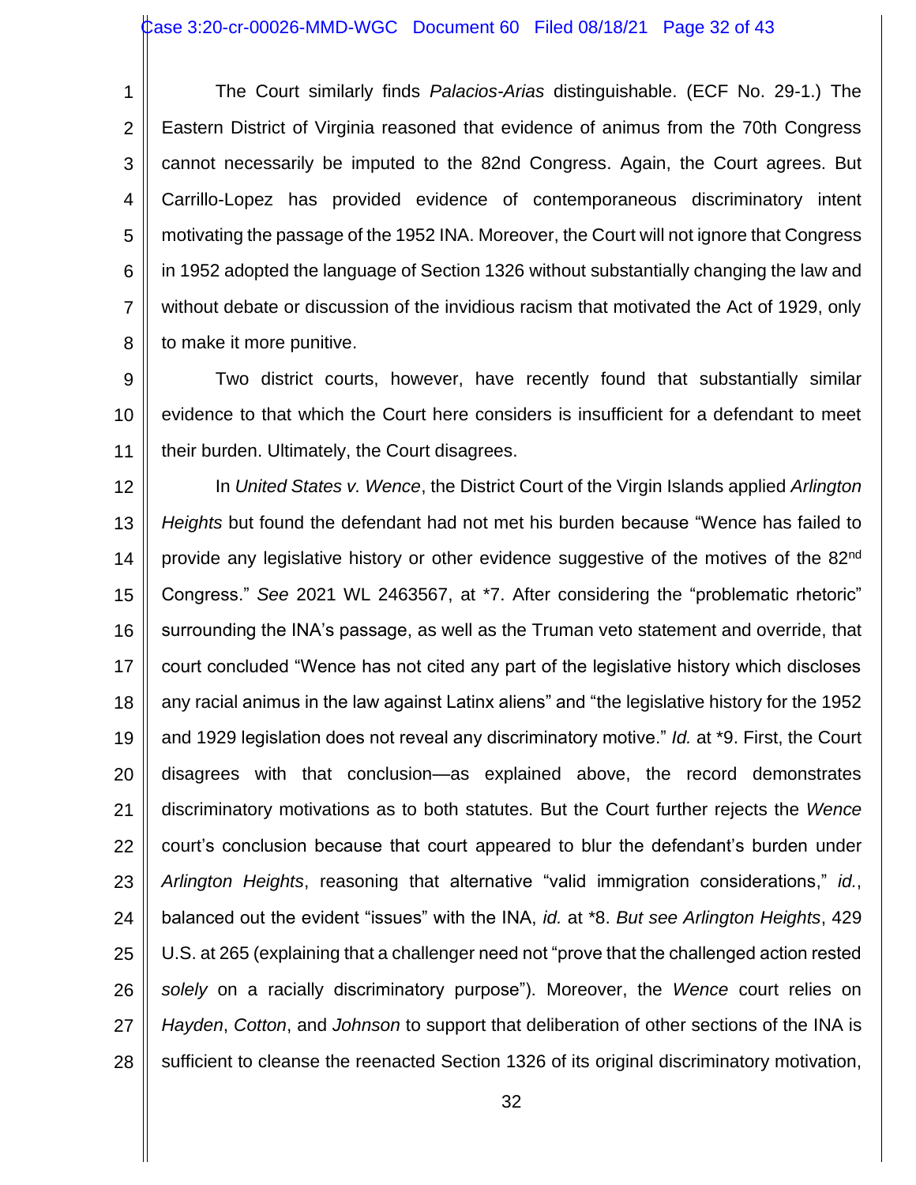The Court similarly finds *Palacios-Arias* distinguishable. (ECF No. 29-1.) The Eastern District of Virginia reasoned that evidence of animus from the 70th Congress cannot necessarily be imputed to the 82nd Congress. Again, the Court agrees. But Carrillo-Lopez has provided evidence of contemporaneous discriminatory intent motivating the passage of the 1952 INA. Moreover, the Court will not ignore that Congress in 1952 adopted the language of Section 1326 without substantially changing the law and without debate or discussion of the invidious racism that motivated the Act of 1929, only to make it more punitive.

Two district courts, however, have recently found that substantially similar evidence to that which the Court here considers is insufficient for a defendant to meet their burden. Ultimately, the Court disagrees.

In *United States v. Wence*, the District Court of the Virgin Islands applied *Arlington Heights* but found the defendant had not met his burden because "Wence has failed to provide any legislative history or other evidence suggestive of the motives of the 82nd Congress." *See* 2021 WL 2463567, at *7. After considering the "problematic rhetoric" surrounding the INA's passage, as well as the Truman veto statement and override, that court concluded "Wence has not cited any part of the legislative history which discloses any racial animus in the law against Latinx aliens" and "the legislative history for the 1952 and 1929 legislation does not reveal any discriminatory motive." *Id.* at *9. First, the Court disagrees with that conclusion—as explained above, the record demonstrates discriminatory motivations as to both statutes. But the Court further rejects the *Wence* court's conclusion because that court appeared to blur the defendant's burden under *Arlington Heights*, reasoning that alternative "valid immigration considerations," *id.*, balanced out the evident "issues" with the INA, *id.* at *8. *But see Arlington Heights*, 429 U.S. at 265 (explaining that a challenger need not "prove that the challenged action rested *solely* on a racially discriminatory purpose"). Moreover, the *Wence* court relies on *Hayden*, *Cotton*, and *Johnson* to support that deliberation of other sections of the INA is sufficient to cleanse the reenacted Section 1326 of its original discriminatory motivation,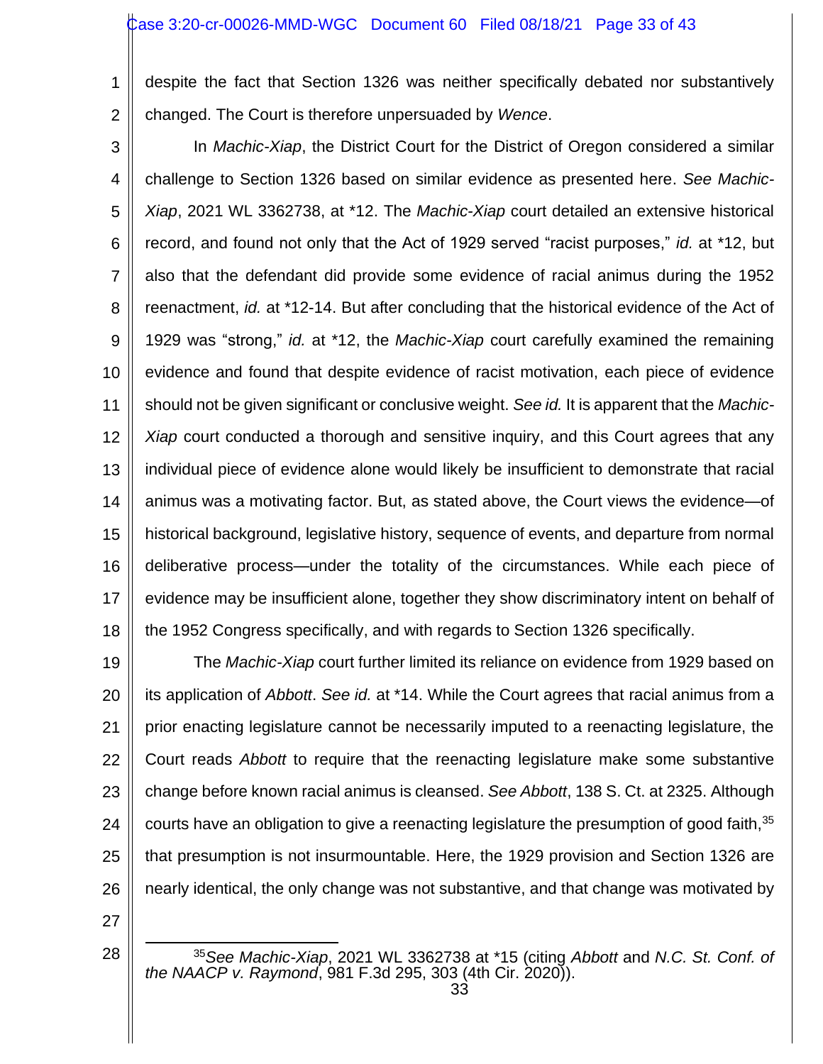despite the fact that Section 1326 was neither specifically debated nor substantively changed. The Court is therefore unpersuaded by *Wence*.

In *Machic-Xiap*, the District Court for the District of Oregon considered a similar challenge to Section 1326 based on similar evidence as presented here. *See Machic-Xiap*, 2021 WL 3362738, at *12. The *Machic-Xiap* court detailed an extensive historical record, and found not only that the Act of 1929 served "racist purposes," *id.* at *12, but also that the defendant did provide some evidence of racial animus during the 1952 reenactment, *id.* at *12-14. But after concluding that the historical evidence of the Act of 1929 was "strong," *id.* at *12, the *Machic-Xiap* court carefully examined the remaining evidence and found that despite evidence of racist motivation, each piece of evidence should not be given significant or conclusive weight. *See id.* It is apparent that the *Machic-Xiap* court conducted a thorough and sensitive inquiry, and this Court agrees that any individual piece of evidence alone would likely be insufficient to demonstrate that racial animus was a motivating factor. But, as stated above, the Court views the evidence—of historical background, legislative history, sequence of events, and departure from normal deliberative process—under the totality of the circumstances. While each piece of evidence may be insufficient alone, together they show discriminatory intent on behalf of the 1952 Congress specifically, and with regards to Section 1326 specifically.

The *Machic-Xiap* court further limited its reliance on evidence from 1929 based on its application of *Abbott*. *See id.* at *14. While the Court agrees that racial animus from a prior enacting legislature cannot be necessarily imputed to a reenacting legislature, the Court reads *Abbott* to require that the reenacting legislature make some substantive change before known racial animus is cleansed. *See Abbott*, 138 S. Ct. at 2325. Although courts have an obligation to give a reenacting legislature the presumption of good faith,[35] that presumption is not insurmountable. Here, the 1929 provision and Section 1326 are nearly identical, the only change was not substantive, and that change was motivated by

[35] *See Machic-Xiap*, 2021 WL 3362738 at *15 (citing *Abbott* and *N.C. St. Conf. of the NAACP v. Raymond*, 981 F.3d 295, 303 (4th Cir. 2020)).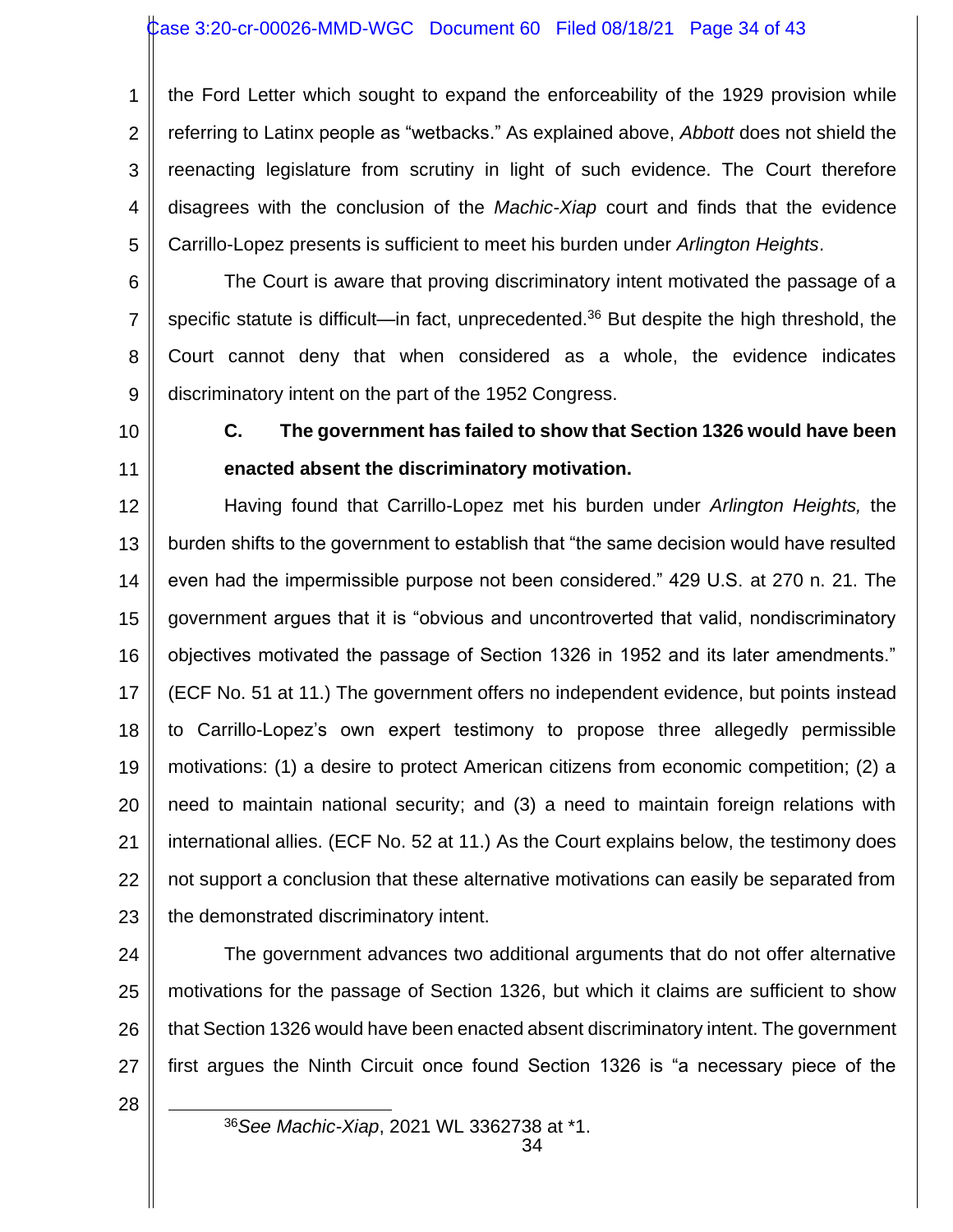the Ford Letter which sought to expand the enforceability of the 1929 provision while referring to Latinx people as "wetbacks." As explained above, *Abbott* does not shield the reenacting legislature from scrutiny in light of such evidence. The Court therefore disagrees with the conclusion of the *Machic-Xiap* court and finds that the evidence Carrillo-Lopez presents is sufficient to meet his burden under *Arlington Heights*.

The Court is aware that proving discriminatory intent motivated the passage of a specific statute is difficult—in fact, unprecedented.[36] But despite the high threshold, the Court cannot deny that when considered as a whole, the evidence indicates discriminatory intent on the part of the 1952 Congress.

**C. The government has failed to show that Section 1326 would have been enacted absent the discriminatory motivation.**

Having found that Carrillo-Lopez met his burden under *Arlington Heights,* the burden shifts to the government to establish that "the same decision would have resulted even had the impermissible purpose not been considered." 429 U.S. at 270 n. 21. The government argues that it is "obvious and uncontroverted that valid, nondiscriminatory objectives motivated the passage of Section 1326 in 1952 and its later amendments." (ECF No. 51 at 11.) The government offers no independent evidence, but points instead to Carrillo-Lopez's own expert testimony to propose three allegedly permissible motivations: (1) a desire to protect American citizens from economic competition; (2) a need to maintain national security; and (3) a need to maintain foreign relations with international allies. (ECF No. 52 at 11.) As the Court explains below, the testimony does not support a conclusion that these alternative motivations can easily be separated from the demonstrated discriminatory intent.

The government advances two additional arguments that do not offer alternative motivations for the passage of Section 1326, but which it claims are sufficient to show that Section 1326 would have been enacted absent discriminatory intent. The government first argues the Ninth Circuit once found Section 1326 is "a necessary piece of the

[36]*See Machic-Xiap*, 2021 WL 3362738 at *1.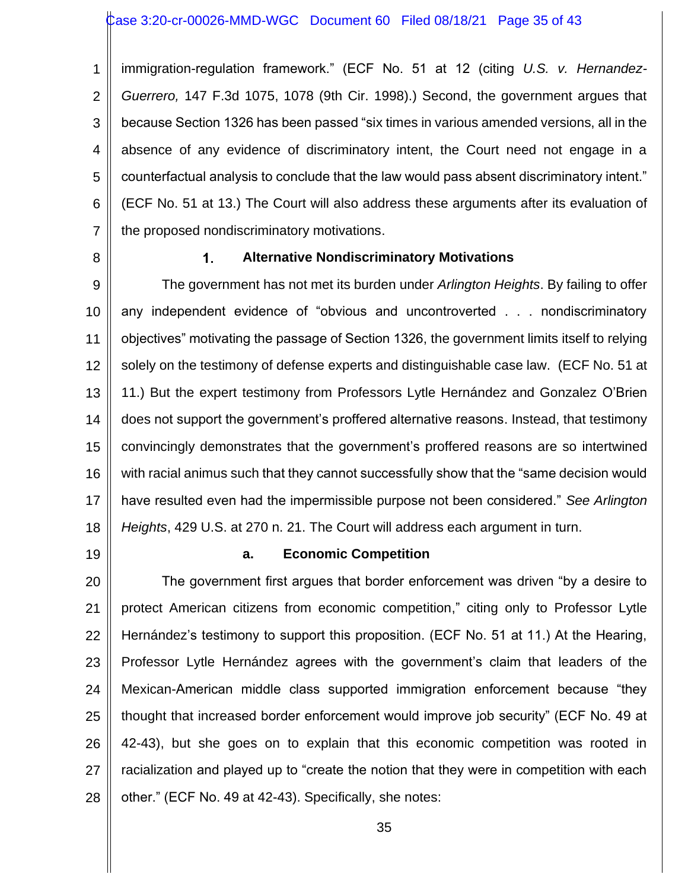immigration-regulation framework." (ECF No. 51 at 12 (citing *U.S. v. Hernandez-Guerrero,* 147 F.3d 1075, 1078 (9th Cir. 1998).) Second, the government argues that because Section 1326 has been passed "six times in various amended versions, all in the absence of any evidence of discriminatory intent, the Court need not engage in a counterfactual analysis to conclude that the law would pass absent discriminatory intent." (ECF No. 51 at 13.) The Court will also address these arguments after its evaluation of the proposed nondiscriminatory motivations.

### 1. Alternative Nondiscriminatory Motivations

The government has not met its burden under *Arlington Heights*. By failing to offer any independent evidence of "obvious and uncontroverted . . . nondiscriminatory objectives" motivating the passage of Section 1326, the government limits itself to relying solely on the testimony of defense experts and distinguishable case law. (ECF No. 51 at 11.) But the expert testimony from Professors Lytle Hernández and Gonzalez O'Brien does not support the government's proffered alternative reasons. Instead, that testimony convincingly demonstrates that the government's proffered reasons are so intertwined with racial animus such that they cannot successfully show that the "same decision would have resulted even had the impermissible purpose not been considered." *See Arlington Heights*, 429 U.S. at 270 n. 21. The Court will address each argument in turn.

#### a. Economic Competition

The government first argues that border enforcement was driven "by a desire to protect American citizens from economic competition," citing only to Professor Lytle Hernández's testimony to support this proposition. (ECF No. 51 at 11.) At the Hearing, Professor Lytle Hernández agrees with the government's claim that leaders of the Mexican-American middle class supported immigration enforcement because "they thought that increased border enforcement would improve job security" (ECF No. 49 at 42-43), but she goes on to explain that this economic competition was rooted in racialization and played up to "create the notion that they were in competition with each other." (ECF No. 49 at 42-43). Specifically, she notes: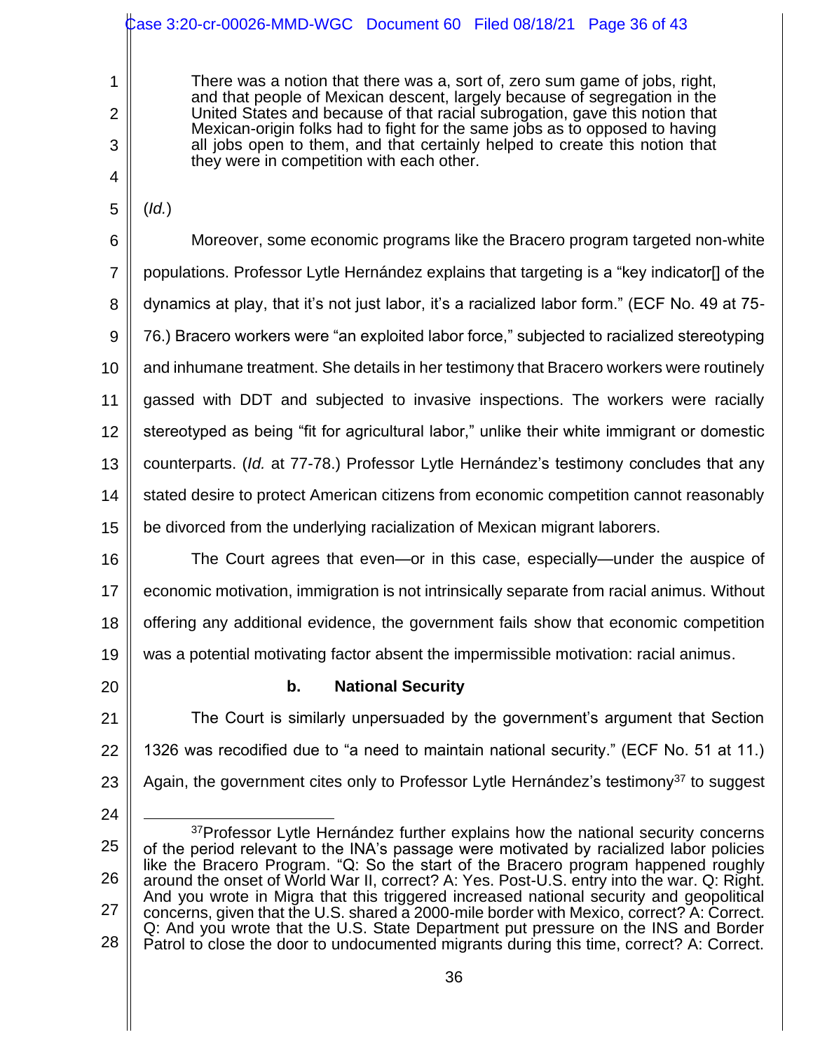> There was a notion that there was a, sort of, zero sum game of jobs, right, and that people of Mexican descent, largely because of segregation in the United States and because of that racial subrogation, gave this notion that Mexican-origin folks had to fight for the same jobs as to opposed to having all jobs open to them, and that certainly helped to create this notion that they were in competition with each other.

(*Id.*)

Moreover, some economic programs like the Bracero program targeted non-white populations. Professor Lytle Hernández explains that targeting is a "key indicator[] of the dynamics at play, that it's not just labor, it's a racialized labor form." (ECF No. 49 at 75-76.) Bracero workers were "an exploited labor force," subjected to racialized stereotyping and inhumane treatment. She details in her testimony that Bracero workers were routinely gassed with DDT and subjected to invasive inspections. The workers were racially stereotyped as being "fit for agricultural labor," unlike their white immigrant or domestic counterparts. (*Id.* at 77-78.) Professor Lytle Hernández's testimony concludes that any stated desire to protect American citizens from economic competition cannot reasonably be divorced from the underlying racialization of Mexican migrant laborers.

The Court agrees that even—or in this case, especially—under the auspice of economic motivation, immigration is not intrinsically separate from racial animus. Without offering any additional evidence, the government fails show that economic competition was a potential motivating factor absent the impermissible motivation: racial animus.

### b. National Security

The Court is similarly unpersuaded by the government's argument that Section 1326 was recodified due to "a need to maintain national security." (ECF No. 51 at 11.) Again, the government cites only to Professor Lytle Hernández's testimony[37] to suggest

---

[37] Professor Lytle Hernández further explains how the national security concerns of the period relevant to the INA's passage were motivated by racialized labor policies like the Bracero Program. "Q: So the start of the Bracero program happened roughly around the onset of World War II, correct? A: Yes. Post-U.S. entry into the war. Q: Right. And you wrote in Migra that this triggered increased national security and geopolitical concerns, given that the U.S. shared a 2000-mile border with Mexico, correct? A: Correct. Q: And you wrote that the U.S. State Department put pressure on the INS and Border Patrol to close the door to undocumented migrants during this time, correct? A: Correct.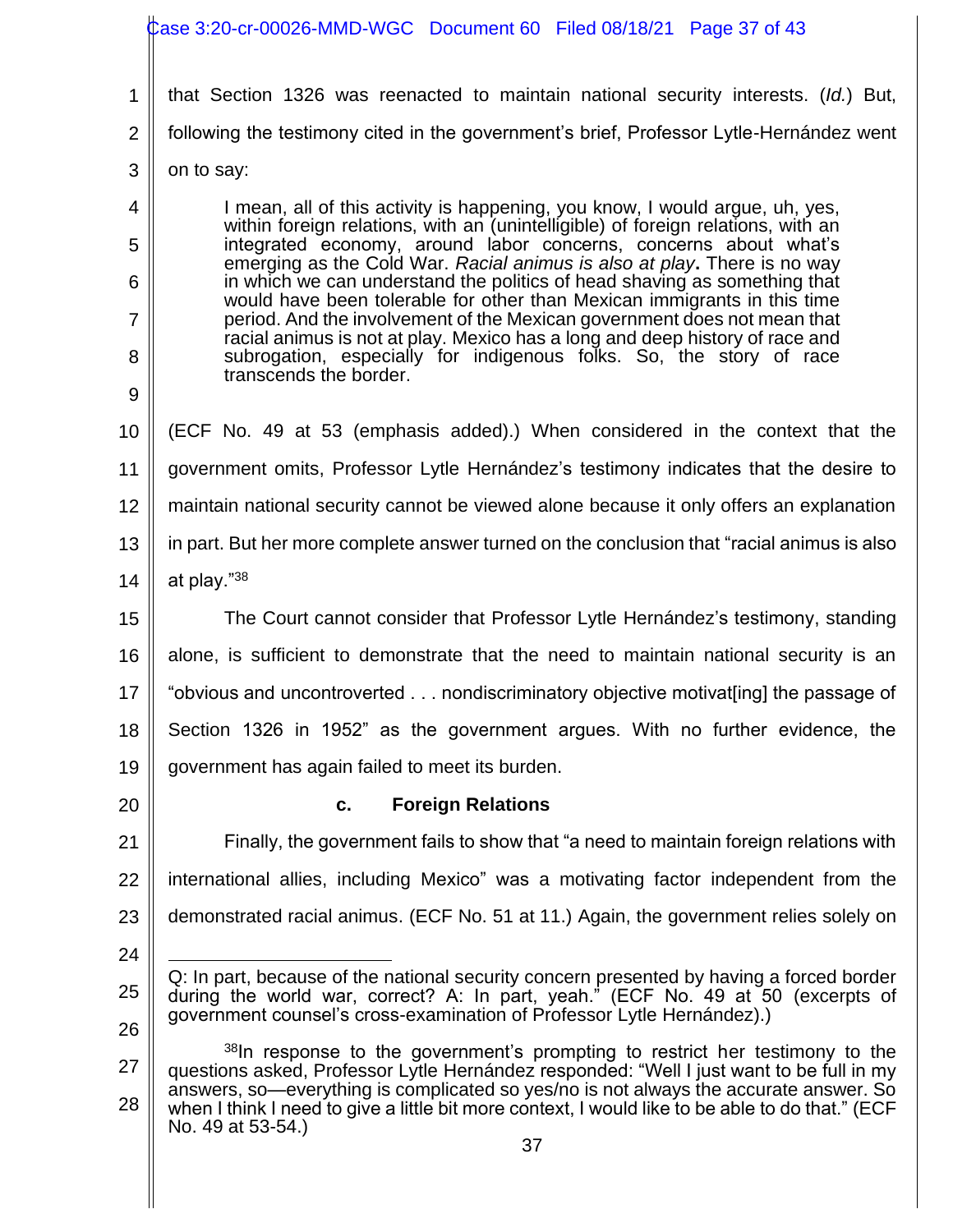that Section 1326 was reenacted to maintain national security interests. (*Id.*) But, following the testimony cited in the government's brief, Professor Lytle-Hernández went on to say:

> I mean, all of this activity is happening, you know, I would argue, uh, yes, within foreign relations, with an (unintelligible) of foreign relations, with an integrated economy, around labor concerns, concerns about what's emerging as the Cold War. *Racial animus is also at play***.** There is no way in which we can understand the politics of head shaving as something that would have been tolerable for other than Mexican immigrants in this time period. And the involvement of the Mexican government does not mean that racial animus is not at play. Mexico has a long and deep history of race and subrogation, especially for indigenous folks. So, the story of race transcends the border.

(ECF No. 49 at 53 (emphasis added).) When considered in the context that the government omits, Professor Lytle Hernández's testimony indicates that the desire to maintain national security cannot be viewed alone because it only offers an explanation in part. But her more complete answer turned on the conclusion that "racial animus is also at play."[38]

The Court cannot consider that Professor Lytle Hernández's testimony, standing alone, is sufficient to demonstrate that the need to maintain national security is an "obvious and uncontroverted . . . nondiscriminatory objective motivat[ing] the passage of Section 1326 in 1952" as the government argues. With no further evidence, the government has again failed to meet its burden.

**c. Foreign Relations**

Finally, the government fails to show that "a need to maintain foreign relations with international allies, including Mexico" was a motivating factor independent from the demonstrated racial animus. (ECF No. 51 at 11.) Again, the government relies solely on

---

Q: In part, because of the national security concern presented by having a forced border during the world war, correct? A: In part, yeah." (ECF No. 49 at 50 (excerpts of government counsel's cross-examination of Professor Lytle Hernández).)

[38]In response to the government's prompting to restrict her testimony to the questions asked, Professor Lytle Hernández responded: "Well I just want to be full in my answers, so—everything is complicated so yes/no is not always the accurate answer. So when I think I need to give a little bit more context, I would like to be able to do that." (ECF No. 49 at 53-54.)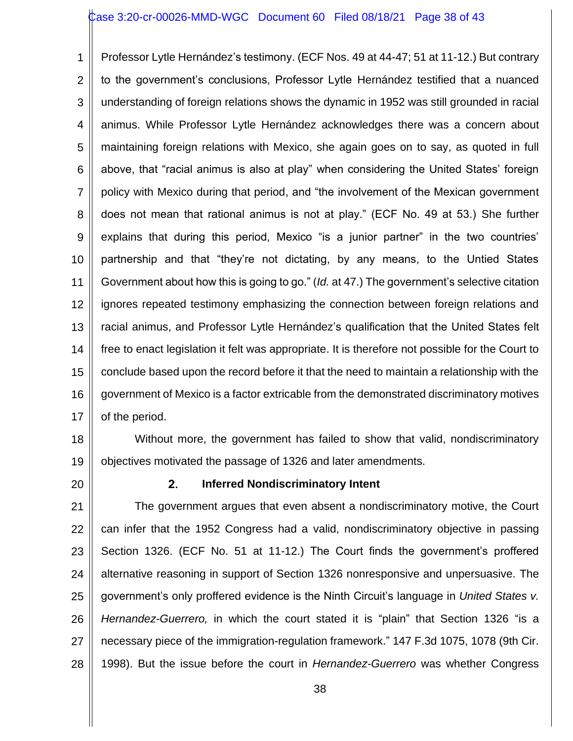Professor Lytle Hernández's testimony. (ECF Nos. 49 at 44-47; 51 at 11-12.) But contrary to the government's conclusions, Professor Lytle Hernández testified that a nuanced understanding of foreign relations shows the dynamic in 1952 was still grounded in racial animus. While Professor Lytle Hernández acknowledges there was a concern about maintaining foreign relations with Mexico, she again goes on to say, as quoted in full above, that "racial animus is also at play" when considering the United States' foreign policy with Mexico during that period, and "the involvement of the Mexican government does not mean that rational animus is not at play." (ECF No. 49 at 53.) She further explains that during this period, Mexico "is a junior partner" in the two countries' partnership and that "they're not dictating, by any means, to the Untied States Government about how this is going to go." (*Id.* at 47.) The government's selective citation ignores repeated testimony emphasizing the connection between foreign relations and racial animus, and Professor Lytle Hernández's qualification that the United States felt free to enact legislation it felt was appropriate. It is therefore not possible for the Court to conclude based upon the record before it that the need to maintain a relationship with the government of Mexico is a factor extricable from the demonstrated discriminatory motives of the period.

Without more, the government has failed to show that valid, nondiscriminatory objectives motivated the passage of 1326 and later amendments.

### 2. Inferred Nondiscriminatory Intent

The government argues that even absent a nondiscriminatory motive, the Court can infer that the 1952 Congress had a valid, nondiscriminatory objective in passing Section 1326. (ECF No. 51 at 11-12.) The Court finds the government's proffered alternative reasoning in support of Section 1326 nonresponsive and unpersuasive. The government's only proffered evidence is the Ninth Circuit's language in *United States v. Hernandez-Guerrero,* in which the court stated it is "plain" that Section 1326 "is a necessary piece of the immigration-regulation framework." 147 F.3d 1075, 1078 (9th Cir. 1998). But the issue before the court in *Hernandez-Guerrero* was whether Congress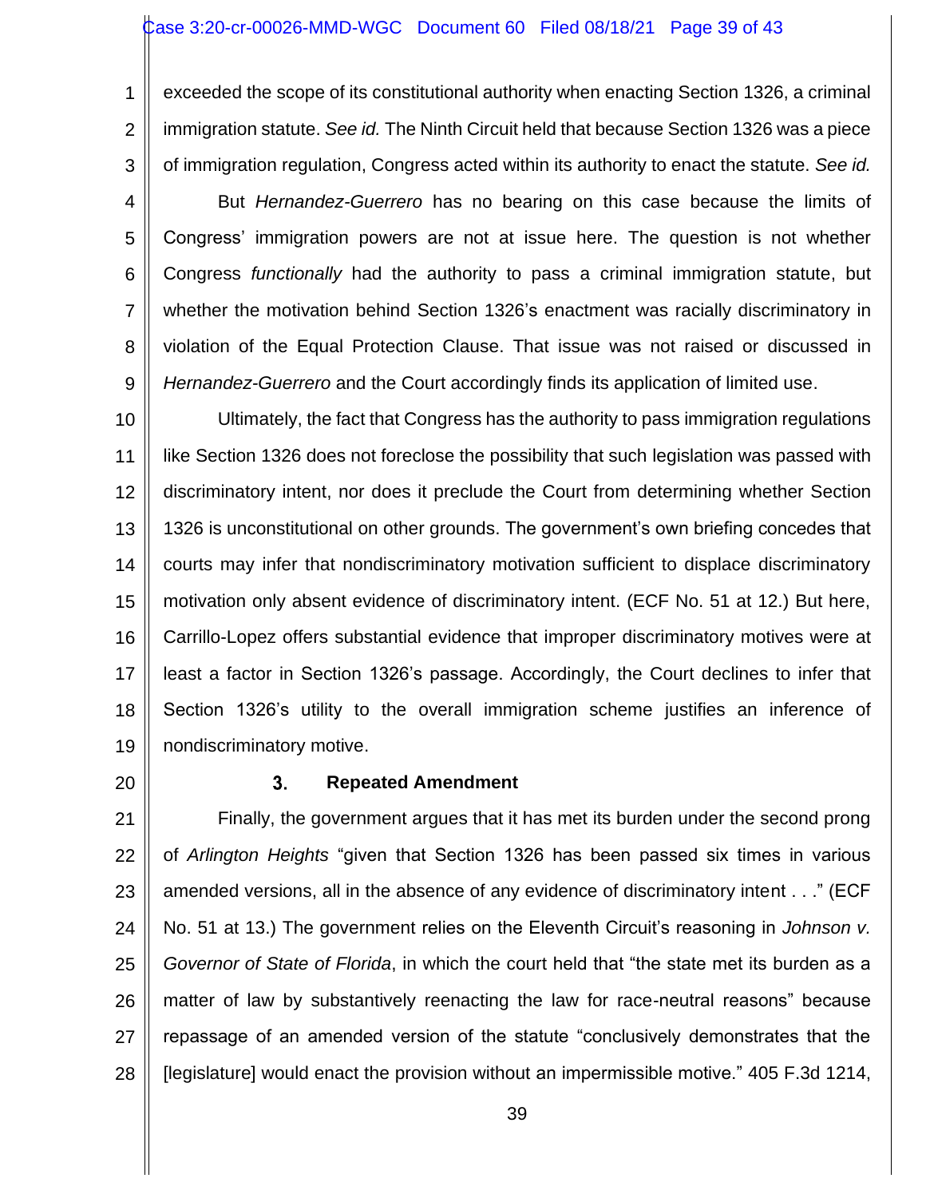exceeded the scope of its constitutional authority when enacting Section 1326, a criminal immigration statute. *See id.* The Ninth Circuit held that because Section 1326 was a piece of immigration regulation, Congress acted within its authority to enact the statute. *See id.*

But *Hernandez-Guerrero* has no bearing on this case because the limits of Congress' immigration powers are not at issue here. The question is not whether Congress *functionally* had the authority to pass a criminal immigration statute, but whether the motivation behind Section 1326's enactment was racially discriminatory in violation of the Equal Protection Clause. That issue was not raised or discussed in *Hernandez-Guerrero* and the Court accordingly finds its application of limited use.

Ultimately, the fact that Congress has the authority to pass immigration regulations like Section 1326 does not foreclose the possibility that such legislation was passed with discriminatory intent, nor does it preclude the Court from determining whether Section 1326 is unconstitutional on other grounds. The government's own briefing concedes that courts may infer that nondiscriminatory motivation sufficient to displace discriminatory motivation only absent evidence of discriminatory intent. (ECF No. 51 at 12.) But here, Carrillo-Lopez offers substantial evidence that improper discriminatory motives were at least a factor in Section 1326's passage. Accordingly, the Court declines to infer that Section 1326's utility to the overall immigration scheme justifies an inference of nondiscriminatory motive.

### 3. Repeated Amendment

Finally, the government argues that it has met its burden under the second prong of *Arlington Heights* "given that Section 1326 has been passed six times in various amended versions, all in the absence of any evidence of discriminatory intent . . ." (ECF No. 51 at 13.) The government relies on the Eleventh Circuit's reasoning in *Johnson v. Governor of State of Florida*, in which the court held that "the state met its burden as a matter of law by substantively reenacting the law for race-neutral reasons" because repassage of an amended version of the statute "conclusively demonstrates that the [legislature] would enact the provision without an impermissible motive." 405 F.3d 1214,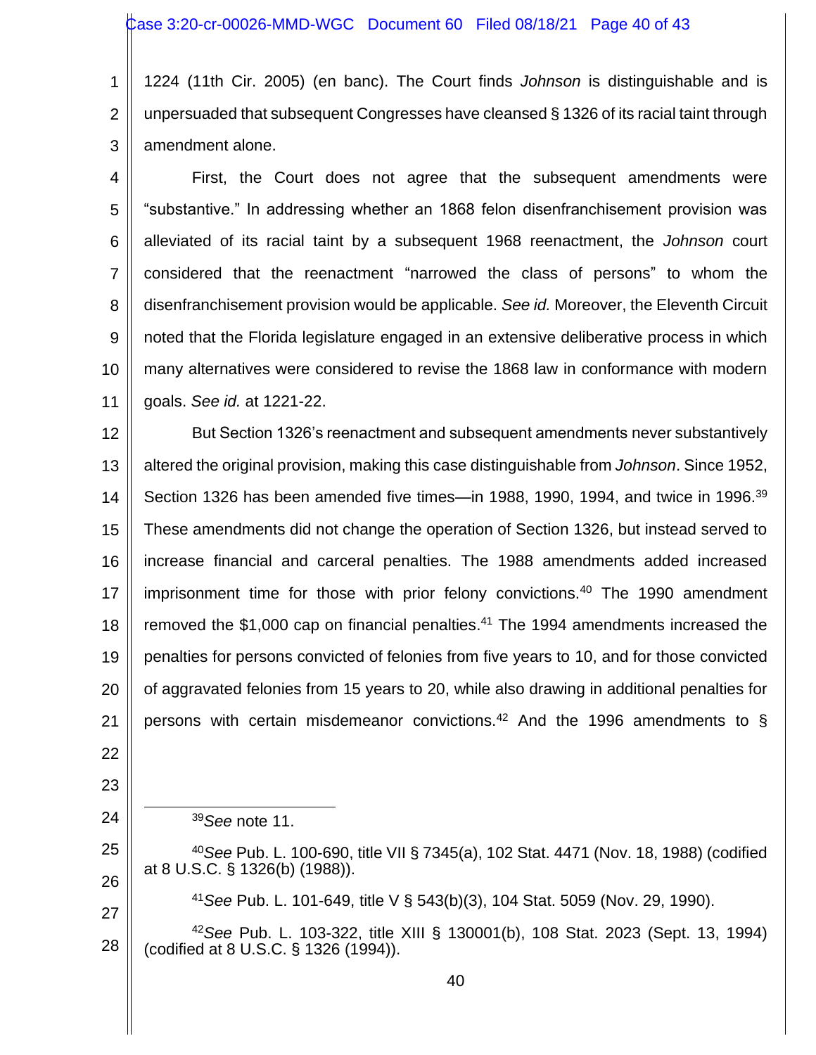1224 (11th Cir. 2005) (en banc). The Court finds *Johnson* is distinguishable and is unpersuaded that subsequent Congresses have cleansed § 1326 of its racial taint through amendment alone.

First, the Court does not agree that the subsequent amendments were "substantive." In addressing whether an 1868 felon disenfranchisement provision was alleviated of its racial taint by a subsequent 1968 reenactment, the *Johnson* court considered that the reenactment "narrowed the class of persons" to whom the disenfranchisement provision would be applicable. *See id.* Moreover, the Eleventh Circuit noted that the Florida legislature engaged in an extensive deliberative process in which many alternatives were considered to revise the 1868 law in conformance with modern goals. *See id.* at 1221-22.

But Section 1326's reenactment and subsequent amendments never substantively altered the original provision, making this case distinguishable from *Johnson*. Since 1952, Section 1326 has been amended five times—in 1988, 1990, 1994, and twice in 1996.[39] These amendments did not change the operation of Section 1326, but instead served to increase financial and carceral penalties. The 1988 amendments added increased imprisonment time for those with prior felony convictions.[40] The 1990 amendment removed the $1,000 cap on financial penalties.[41] The 1994 amendments increased the penalties for persons convicted of felonies from five years to 10, and for those convicted of aggravated felonies from 15 years to 20, while also drawing in additional penalties for persons with certain misdemeanor convictions.[42] And the 1996 amendments to §

---

[39] *See* note 11.

[40] *See* Pub. L. 100-690, title VII § 7345(a), 102 Stat. 4471 (Nov. 18, 1988) (codified at 8 U.S.C. § 1326(b) (1988)).

[41] *See* Pub. L. 101-649, title V § 543(b)(3), 104 Stat. 5059 (Nov. 29, 1990).

[42] *See* Pub. L. 103-322, title XIII § 130001(b), 108 Stat. 2023 (Sept. 13, 1994) (codified at 8 U.S.C. § 1326 (1994)).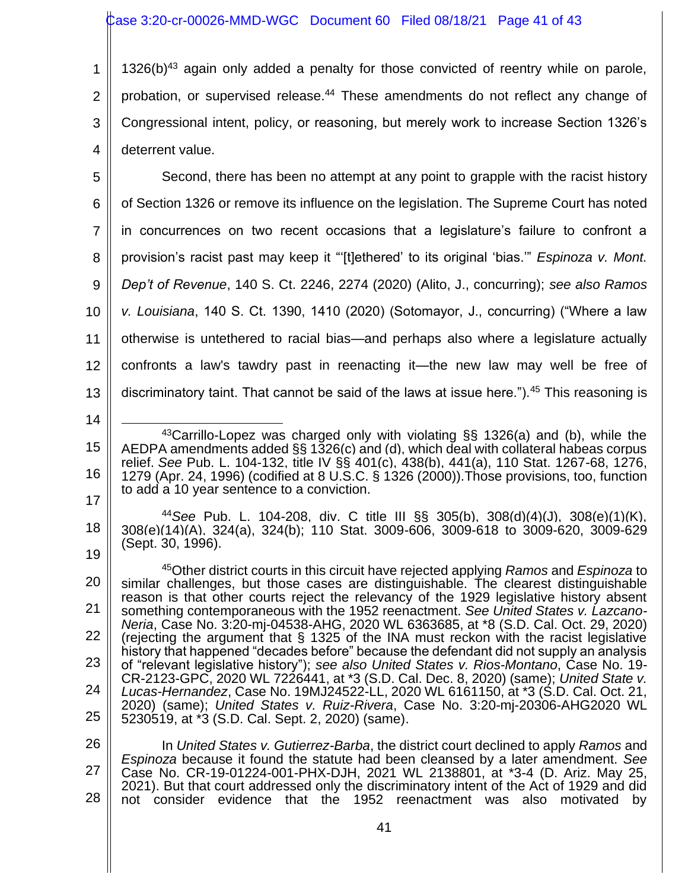1326(b)[43] again only added a penalty for those convicted of reentry while on parole, probation, or supervised release.[44] These amendments do not reflect any change of Congressional intent, policy, or reasoning, but merely work to increase Section 1326's deterrent value.

Second, there has been no attempt at any point to grapple with the racist history of Section 1326 or remove its influence on the legislation. The Supreme Court has noted in concurrences on two recent occasions that a legislature's failure to confront a provision's racist past may keep it "'[t]ethered' to its original 'bias.'" *Espinoza v. Mont. Dep't of Revenue*, 140 S. Ct. 2246, 2274 (2020) (Alito, J., concurring); *see also Ramos v. Louisiana*, 140 S. Ct. 1390, 1410 (2020) (Sotomayor, J., concurring) ("Where a law otherwise is untethered to racial bias—and perhaps also where a legislature actually confronts a law's tawdry past in reenacting it—the new law may well be free of discriminatory taint. That cannot be said of the laws at issue here.").[45] This reasoning is

---

[43] Carrillo-Lopez was charged only with violating §§ 1326(a) and (b), while the AEDPA amendments added §§ 1326(c) and (d), which deal with collateral habeas corpus relief. *See* Pub. L. 104-132, title IV §§ 401(c), 438(b), 441(a), 110 Stat. 1267-68, 1276, 1279 (Apr. 24, 1996) (codified at 8 U.S.C. § 1326 (2000)).Those provisions, too, function to add a 10 year sentence to a conviction.

[44] *See* Pub. L. 104-208, div. C title III §§ 305(b), 308(d)(4)(J), 308(e)(1)(K), 308(e)(14)(A), 324(a), 324(b); 110 Stat. 3009-606, 3009-618 to 3009-620, 3009-629 (Sept. 30, 1996).

[45] Other district courts in this circuit have rejected applying *Ramos* and *Espinoza* to similar challenges, but those cases are distinguishable. The clearest distinguishable reason is that other courts reject the relevancy of the 1929 legislative history absent something contemporaneous with the 1952 reenactment. *See United States v. Lazcano-Neria*, Case No. 3:20-mj-04538-AHG, 2020 WL 6363685, at *8 (S.D. Cal. Oct. 29, 2020) (rejecting the argument that § 1325 of the INA must reckon with the racist legislative history that happened "decades before" because the defendant did not supply an analysis of "relevant legislative history"); *see also United States v. Rios-Montano*, Case No. 19-CR-2123-GPC, 2020 WL 7226441, at *3 (S.D. Cal. Dec. 8, 2020) (same); *United State v. Lucas-Hernandez*, Case No. 19MJ24522-LL, 2020 WL 6161150, at *3 (S.D. Cal. Oct. 21, 2020) (same); *United States v. Ruiz-Rivera*, Case No. 3:20-mj-20306-AHG2020 WL 5230519, at *3 (S.D. Cal. Sept. 2, 2020) (same).

In *United States v. Gutierrez-Barba*, the district court declined to apply *Ramos* and *Espinoza* because it found the statute had been cleansed by a later amendment. *See* Case No. CR-19-01224-001-PHX-DJH, 2021 WL 2138801, at *3-4 (D. Ariz. May 25, 2021). But that court addressed only the discriminatory intent of the Act of 1929 and did not consider evidence that the 1952 reenactment was also motivated by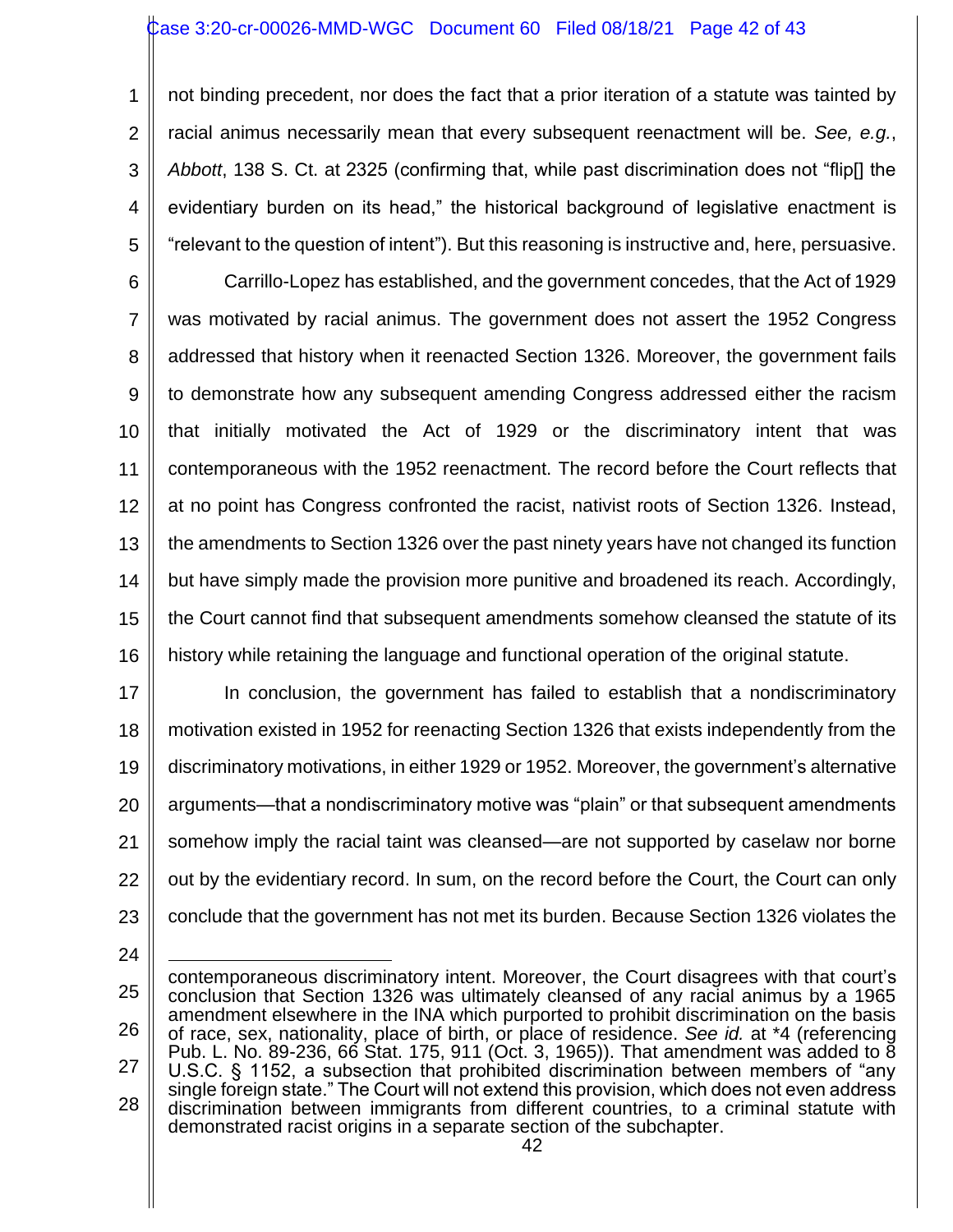not binding precedent, nor does the fact that a prior iteration of a statute was tainted by racial animus necessarily mean that every subsequent reenactment will be. *See, e.g.*, *Abbott*, 138 S. Ct. at 2325 (confirming that, while past discrimination does not "flip[] the evidentiary burden on its head," the historical background of legislative enactment is "relevant to the question of intent"). But this reasoning is instructive and, here, persuasive.

Carrillo-Lopez has established, and the government concedes, that the Act of 1929 was motivated by racial animus. The government does not assert the 1952 Congress addressed that history when it reenacted Section 1326. Moreover, the government fails to demonstrate how any subsequent amending Congress addressed either the racism that initially motivated the Act of 1929 or the discriminatory intent that was contemporaneous with the 1952 reenactment. The record before the Court reflects that at no point has Congress confronted the racist, nativist roots of Section 1326. Instead, the amendments to Section 1326 over the past ninety years have not changed its function but have simply made the provision more punitive and broadened its reach. Accordingly, the Court cannot find that subsequent amendments somehow cleansed the statute of its history while retaining the language and functional operation of the original statute.

In conclusion, the government has failed to establish that a nondiscriminatory motivation existed in 1952 for reenacting Section 1326 that exists independently from the discriminatory motivations, in either 1929 or 1952. Moreover, the government's alternative arguments—that a nondiscriminatory motive was "plain" or that subsequent amendments somehow imply the racial taint was cleansed—are not supported by caselaw nor borne out by the evidentiary record. In sum, on the record before the Court, the Court can only conclude that the government has not met its burden. Because Section 1326 violates the

---

contemporaneous discriminatory intent. Moreover, the Court disagrees with that court's conclusion that Section 1326 was ultimately cleansed of any racial animus by a 1965 amendment elsewhere in the INA which purported to prohibit discrimination on the basis of race, sex, nationality, place of birth, or place of residence. *See id.* at *4 (referencing Pub. L. No. 89-236, 66 Stat. 175, 911 (Oct. 3, 1965)). That amendment was added to 8 U.S.C. § 1152, a subsection that prohibited discrimination between members of "any single foreign state." The Court will not extend this provision, which does not even address discrimination between immigrants from different countries, to a criminal statute with demonstrated racist origins in a separate section of the subchapter.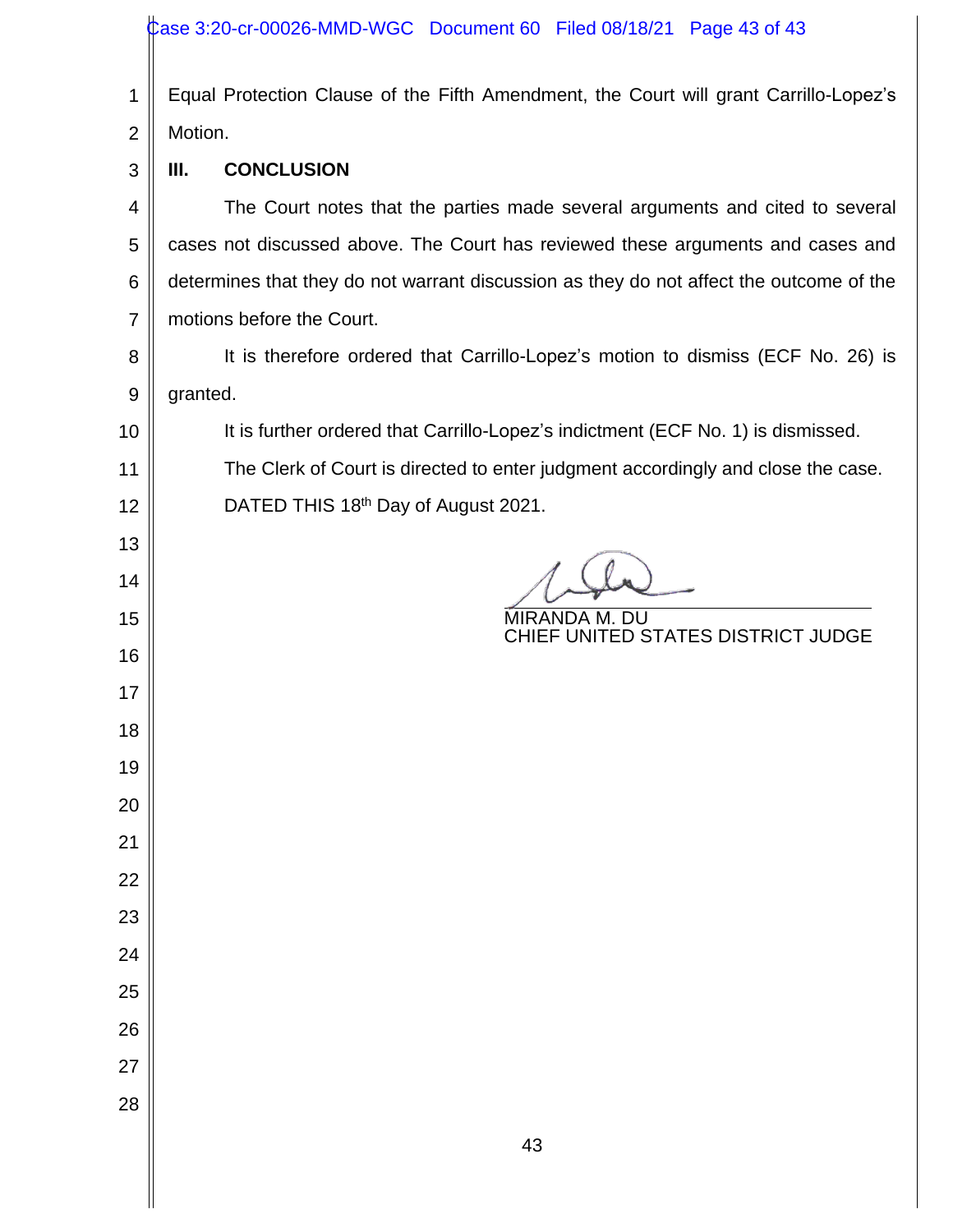Equal Protection Clause of the Fifth Amendment, the Court will grant Carrillo-Lopez's Motion.

## III. CONCLUSION

The Court notes that the parties made several arguments and cited to several cases not discussed above. The Court has reviewed these arguments and cases and determines that they do not warrant discussion as they do not affect the outcome of the motions before the Court.

It is therefore ordered that Carrillo-Lopez's motion to dismiss (ECF No. 26) is granted.

It is further ordered that Carrillo-Lopez's indictment (ECF No. 1) is dismissed.

The Clerk of Court is directed to enter judgment accordingly and close the case.

DATED THIS 18th Day of August 2021.

MIRANDA M. DU
CHIEF UNITED STATES DISTRICT JUDGE